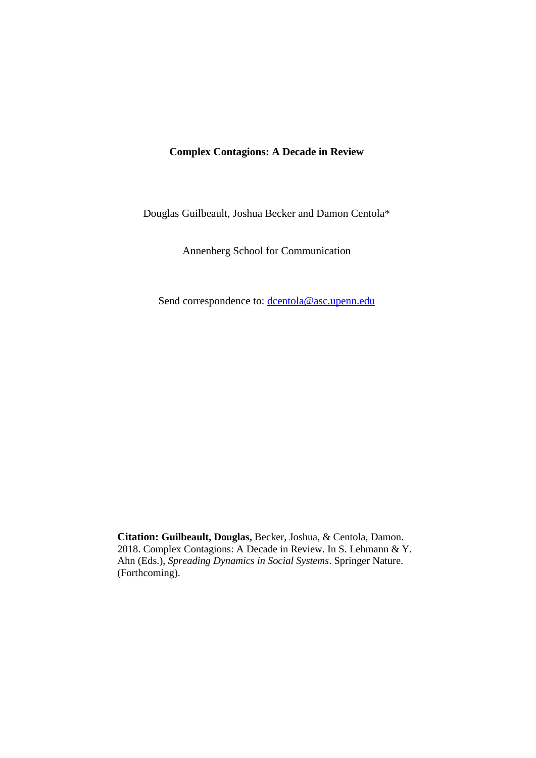# Complex Contagions: A Decade in Review

Douglas Guilbeault, Joshua Becker and Damon Centola*

Annenberg School for Communication

Send correspondence to: [dcentola@asc.upenn.edu](mailto:dcentola@asc.upenn.edu)

**Citation: Guilbeault, Douglas,** Becker, Joshua, & Centola, Damon. 2018. Complex Contagions: A Decade in Review. In S. Lehmann & Y. Ahn (Eds.), *Spreading Dynamics in Social Systems*. Springer Nature. (Forthcoming).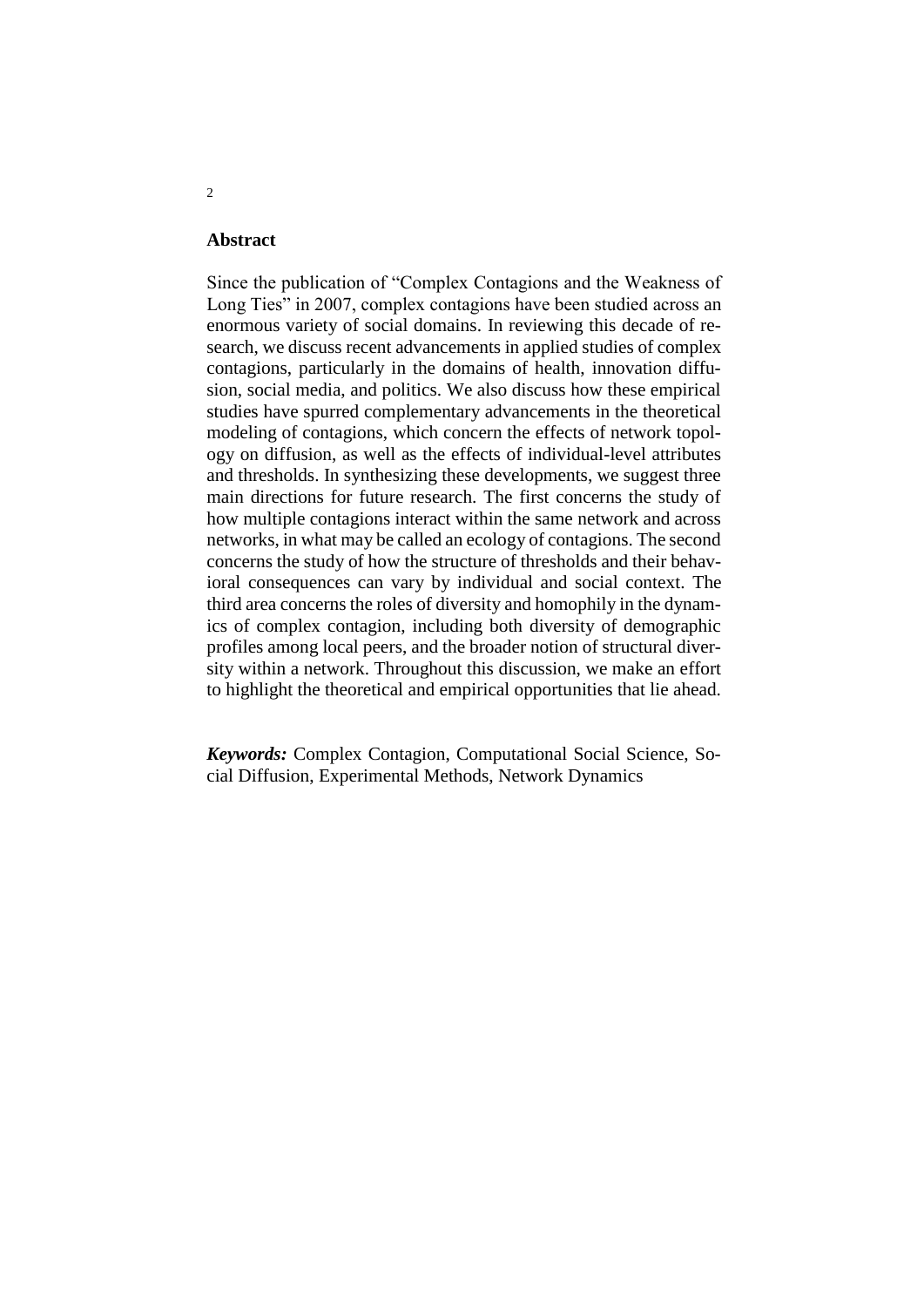## Abstract

Since the publication of "Complex Contagions and the Weakness of Long Ties" in 2007, complex contagions have been studied across an enormous variety of social domains. In reviewing this decade of research, we discuss recent advancements in applied studies of complex contagions, particularly in the domains of health, innovation diffusion, social media, and politics. We also discuss how these empirical studies have spurred complementary advancements in the theoretical modeling of contagions, which concern the effects of network topology on diffusion, as well as the effects of individual-level attributes and thresholds. In synthesizing these developments, we suggest three main directions for future research. The first concerns the study of how multiple contagions interact within the same network and across networks, in what may be called an ecology of contagions. The second concerns the study of how the structure of thresholds and their behavioral consequences can vary by individual and social context. The third area concerns the roles of diversity and homophily in the dynamics of complex contagion, including both diversity of demographic profiles among local peers, and the broader notion of structural diversity within a network. Throughout this discussion, we make an effort to highlight the theoretical and empirical opportunities that lie ahead.

***Keywords:*** Complex Contagion, Computational Social Science, Social Diffusion, Experimental Methods, Network Dynamics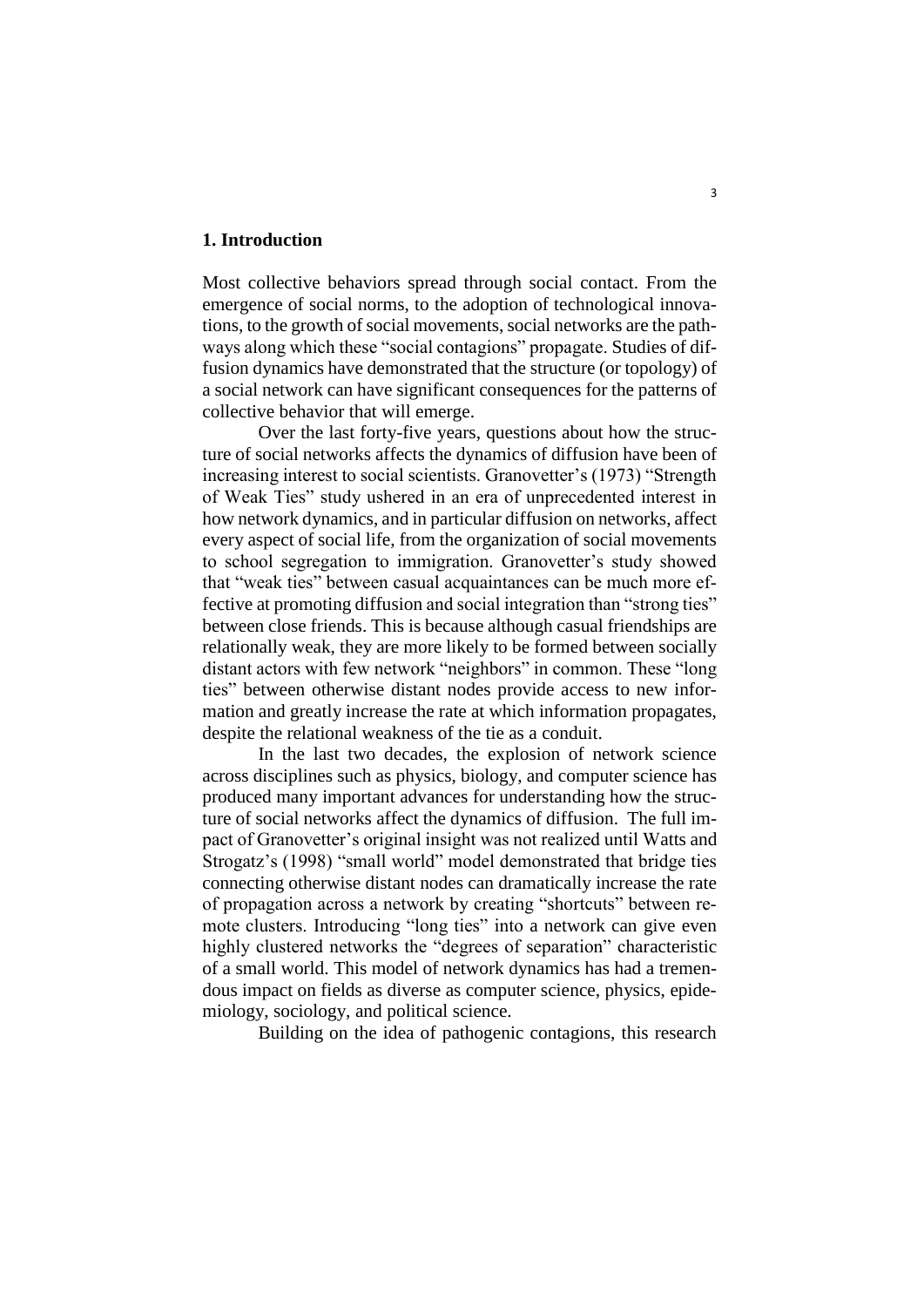## 1. Introduction

Most collective behaviors spread through social contact. From the emergence of social norms, to the adoption of technological innovations, to the growth of social movements, social networks are the pathways along which these "social contagions" propagate. Studies of diffusion dynamics have demonstrated that the structure (or topology) of a social network can have significant consequences for the patterns of collective behavior that will emerge.

Over the last forty-five years, questions about how the structure of social networks affects the dynamics of diffusion have been of increasing interest to social scientists. Granovetter's (1973) "Strength of Weak Ties" study ushered in an era of unprecedented interest in how network dynamics, and in particular diffusion on networks, affect every aspect of social life, from the organization of social movements to school segregation to immigration. Granovetter's study showed that "weak ties" between casual acquaintances can be much more effective at promoting diffusion and social integration than "strong ties" between close friends. This is because although casual friendships are relationally weak, they are more likely to be formed between socially distant actors with few network "neighbors" in common. These "long ties" between otherwise distant nodes provide access to new information and greatly increase the rate at which information propagates, despite the relational weakness of the tie as a conduit.

In the last two decades, the explosion of network science across disciplines such as physics, biology, and computer science has produced many important advances for understanding how the structure of social networks affect the dynamics of diffusion. The full impact of Granovetter's original insight was not realized until Watts and Strogatz's (1998) "small world" model demonstrated that bridge ties connecting otherwise distant nodes can dramatically increase the rate of propagation across a network by creating "shortcuts" between remote clusters. Introducing "long ties" into a network can give even highly clustered networks the "degrees of separation" characteristic of a small world. This model of network dynamics has had a tremendous impact on fields as diverse as computer science, physics, epidemiology, sociology, and political science.

Building on the idea of pathogenic contagions, this research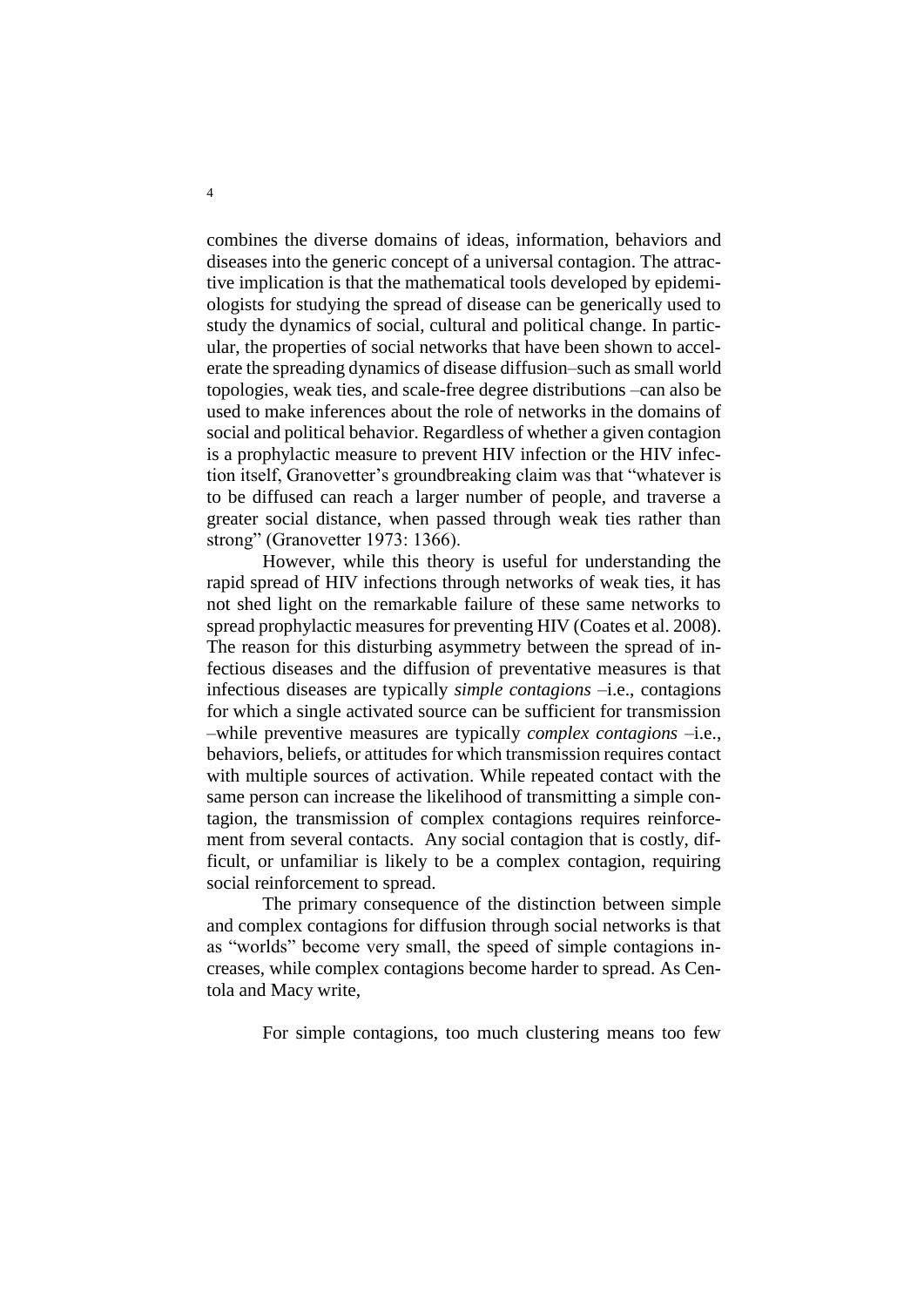combines the diverse domains of ideas, information, behaviors and diseases into the generic concept of a universal contagion. The attractive implication is that the mathematical tools developed by epidemiologists for studying the spread of disease can be generically used to study the dynamics of social, cultural and political change. In particular, the properties of social networks that have been shown to accelerate the spreading dynamics of disease diffusion–such as small world topologies, weak ties, and scale-free degree distributions –can also be used to make inferences about the role of networks in the domains of social and political behavior. Regardless of whether a given contagion is a prophylactic measure to prevent HIV infection or the HIV infection itself, Granovetter's groundbreaking claim was that "whatever is to be diffused can reach a larger number of people, and traverse a greater social distance, when passed through weak ties rather than strong" (Granovetter 1973: 1366).

However, while this theory is useful for understanding the rapid spread of HIV infections through networks of weak ties, it has not shed light on the remarkable failure of these same networks to spread prophylactic measures for preventing HIV (Coates et al. 2008). The reason for this disturbing asymmetry between the spread of infectious diseases and the diffusion of preventative measures is that infectious diseases are typically *simple contagions* –i.e., contagions for which a single activated source can be sufficient for transmission –while preventive measures are typically *complex contagions* –i.e., behaviors, beliefs, or attitudes for which transmission requires contact with multiple sources of activation. While repeated contact with the same person can increase the likelihood of transmitting a simple contagion, the transmission of complex contagions requires reinforcement from several contacts. Any social contagion that is costly, difficult, or unfamiliar is likely to be a complex contagion, requiring social reinforcement to spread.

The primary consequence of the distinction between simple and complex contagions for diffusion through social networks is that as "worlds" become very small, the speed of simple contagions increases, while complex contagions become harder to spread. As Centola and Macy write,

> For simple contagions, too much clustering means too few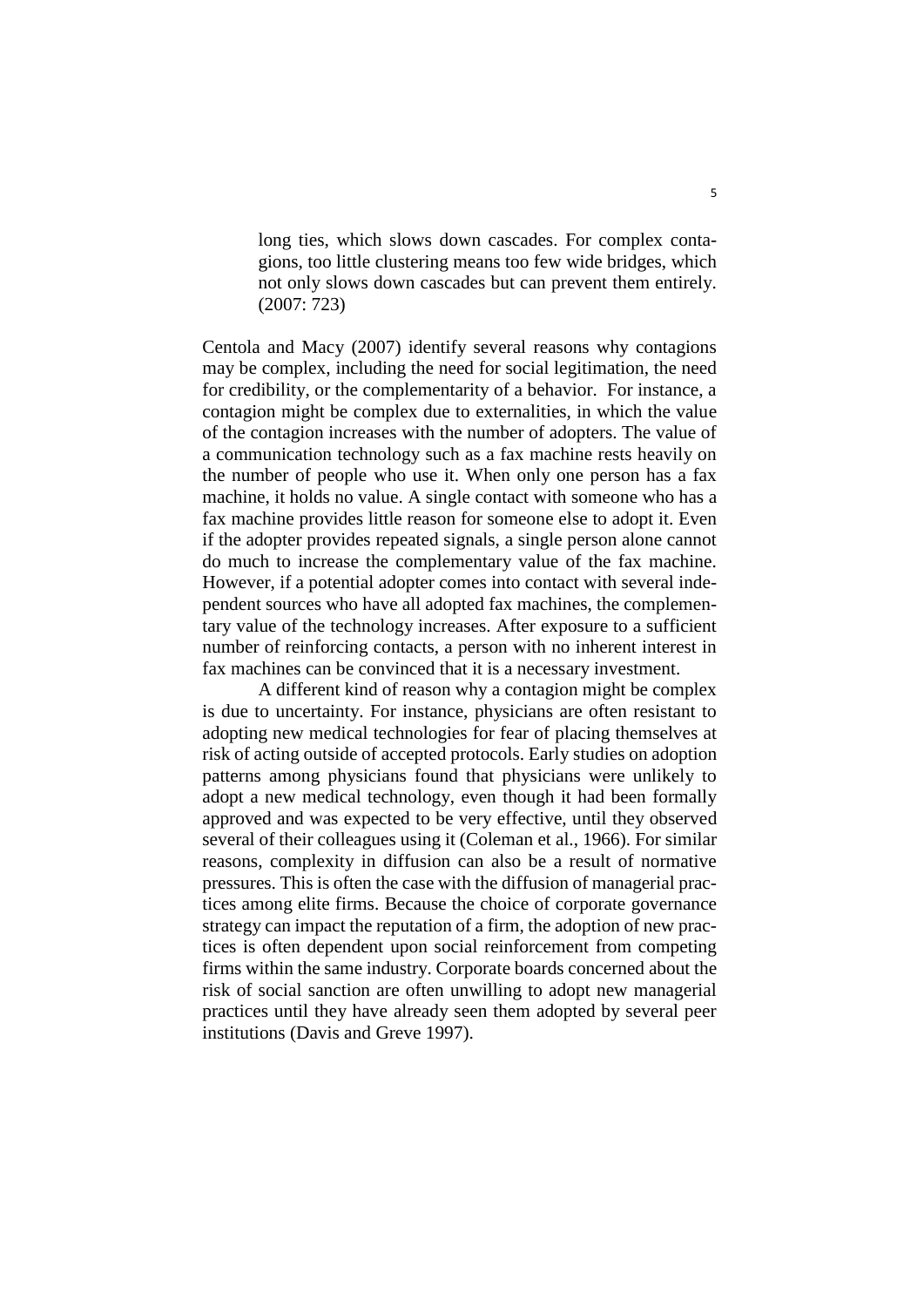> long ties, which slows down cascades. For complex contagions, too little clustering means too few wide bridges, which not only slows down cascades but can prevent them entirely. (2007: 723)

Centola and Macy (2007) identify several reasons why contagions may be complex, including the need for social legitimation, the need for credibility, or the complementarity of a behavior. For instance, a contagion might be complex due to externalities, in which the value of the contagion increases with the number of adopters. The value of a communication technology such as a fax machine rests heavily on the number of people who use it. When only one person has a fax machine, it holds no value. A single contact with someone who has a fax machine provides little reason for someone else to adopt it. Even if the adopter provides repeated signals, a single person alone cannot do much to increase the complementary value of the fax machine. However, if a potential adopter comes into contact with several independent sources who have all adopted fax machines, the complementary value of the technology increases. After exposure to a sufficient number of reinforcing contacts, a person with no inherent interest in fax machines can be convinced that it is a necessary investment.

A different kind of reason why a contagion might be complex is due to uncertainty. For instance, physicians are often resistant to adopting new medical technologies for fear of placing themselves at risk of acting outside of accepted protocols. Early studies on adoption patterns among physicians found that physicians were unlikely to adopt a new medical technology, even though it had been formally approved and was expected to be very effective, until they observed several of their colleagues using it (Coleman et al., 1966). For similar reasons, complexity in diffusion can also be a result of normative pressures. This is often the case with the diffusion of managerial practices among elite firms. Because the choice of corporate governance strategy can impact the reputation of a firm, the adoption of new practices is often dependent upon social reinforcement from competing firms within the same industry. Corporate boards concerned about the risk of social sanction are often unwilling to adopt new managerial practices until they have already seen them adopted by several peer institutions (Davis and Greve 1997).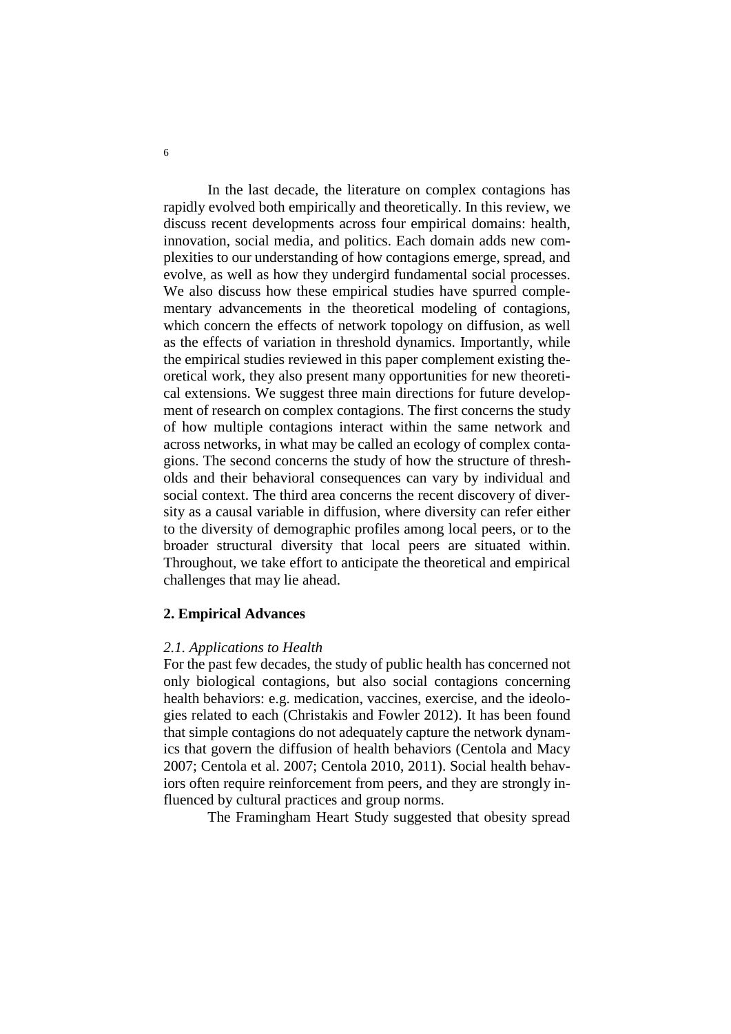In the last decade, the literature on complex contagions has rapidly evolved both empirically and theoretically. In this review, we discuss recent developments across four empirical domains: health, innovation, social media, and politics. Each domain adds new complexities to our understanding of how contagions emerge, spread, and evolve, as well as how they undergird fundamental social processes. We also discuss how these empirical studies have spurred complementary advancements in the theoretical modeling of contagions, which concern the effects of network topology on diffusion, as well as the effects of variation in threshold dynamics. Importantly, while the empirical studies reviewed in this paper complement existing theoretical work, they also present many opportunities for new theoretical extensions. We suggest three main directions for future development of research on complex contagions. The first concerns the study of how multiple contagions interact within the same network and across networks, in what may be called an ecology of complex contagions. The second concerns the study of how the structure of thresholds and their behavioral consequences can vary by individual and social context. The third area concerns the recent discovery of diversity as a causal variable in diffusion, where diversity can refer either to the diversity of demographic profiles among local peers, or to the broader structural diversity that local peers are situated within. Throughout, we take effort to anticipate the theoretical and empirical challenges that may lie ahead.

## 2. Empirical Advances

### *2.1. Applications to Health*

For the past few decades, the study of public health has concerned not only biological contagions, but also social contagions concerning health behaviors: e.g. medication, vaccines, exercise, and the ideologies related to each (Christakis and Fowler 2012). It has been found that simple contagions do not adequately capture the network dynamics that govern the diffusion of health behaviors (Centola and Macy 2007; Centola et al. 2007; Centola 2010, 2011). Social health behaviors often require reinforcement from peers, and they are strongly influenced by cultural practices and group norms.

The Framingham Heart Study suggested that obesity spread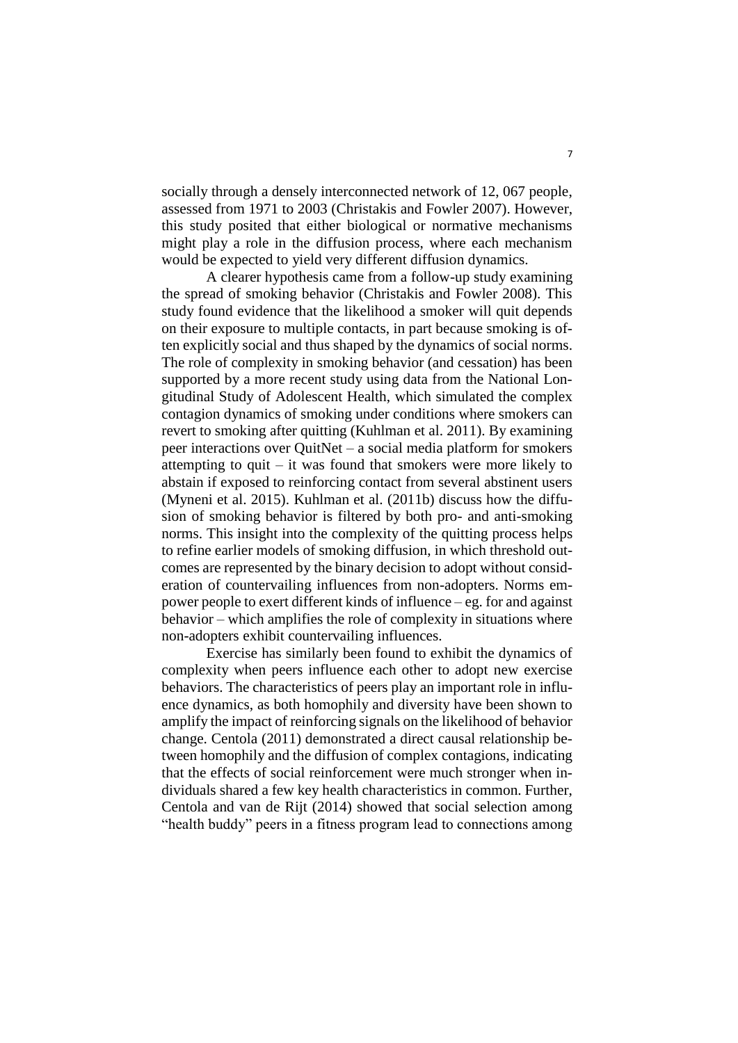socially through a densely interconnected network of 12, 067 people, assessed from 1971 to 2003 (Christakis and Fowler 2007). However, this study posited that either biological or normative mechanisms might play a role in the diffusion process, where each mechanism would be expected to yield very different diffusion dynamics.

A clearer hypothesis came from a follow-up study examining the spread of smoking behavior (Christakis and Fowler 2008). This study found evidence that the likelihood a smoker will quit depends on their exposure to multiple contacts, in part because smoking is often explicitly social and thus shaped by the dynamics of social norms. The role of complexity in smoking behavior (and cessation) has been supported by a more recent study using data from the National Longitudinal Study of Adolescent Health, which simulated the complex contagion dynamics of smoking under conditions where smokers can revert to smoking after quitting (Kuhlman et al. 2011). By examining peer interactions over QuitNet – a social media platform for smokers attempting to quit – it was found that smokers were more likely to abstain if exposed to reinforcing contact from several abstinent users (Myneni et al. 2015). Kuhlman et al. (2011b) discuss how the diffusion of smoking behavior is filtered by both pro- and anti-smoking norms. This insight into the complexity of the quitting process helps to refine earlier models of smoking diffusion, in which threshold outcomes are represented by the binary decision to adopt without consideration of countervailing influences from non-adopters. Norms empower people to exert different kinds of influence – eg. for and against behavior – which amplifies the role of complexity in situations where non-adopters exhibit countervailing influences.

Exercise has similarly been found to exhibit the dynamics of complexity when peers influence each other to adopt new exercise behaviors. The characteristics of peers play an important role in influence dynamics, as both homophily and diversity have been shown to amplify the impact of reinforcing signals on the likelihood of behavior change. Centola (2011) demonstrated a direct causal relationship between homophily and the diffusion of complex contagions, indicating that the effects of social reinforcement were much stronger when individuals shared a few key health characteristics in common. Further, Centola and van de Rijt (2014) showed that social selection among "health buddy" peers in a fitness program lead to connections among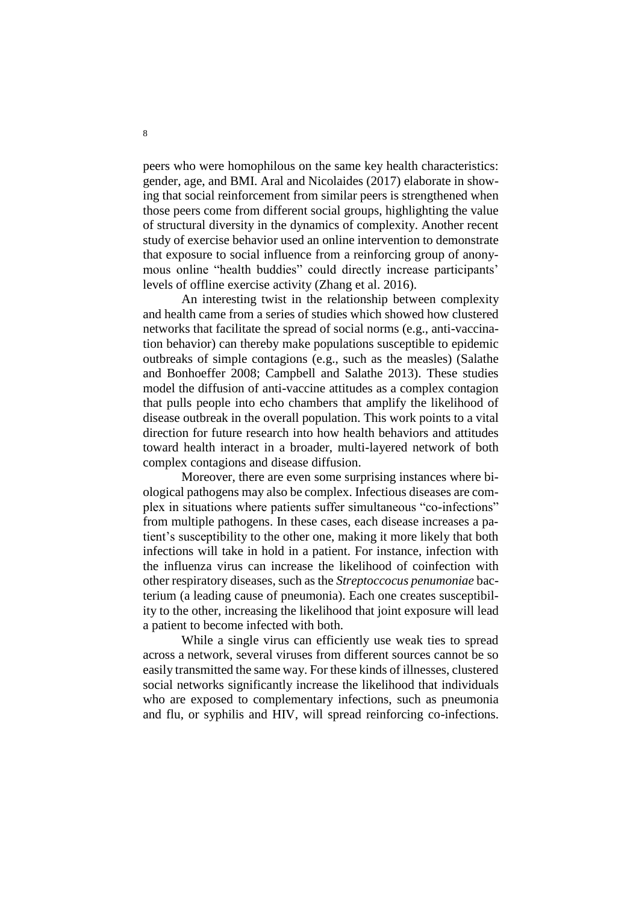peers who were homophilous on the same key health characteristics: gender, age, and BMI. Aral and Nicolaides (2017) elaborate in showing that social reinforcement from similar peers is strengthened when those peers come from different social groups, highlighting the value of structural diversity in the dynamics of complexity. Another recent study of exercise behavior used an online intervention to demonstrate that exposure to social influence from a reinforcing group of anonymous online "health buddies" could directly increase participants' levels of offline exercise activity (Zhang et al. 2016).

An interesting twist in the relationship between complexity and health came from a series of studies which showed how clustered networks that facilitate the spread of social norms (e.g., anti-vaccination behavior) can thereby make populations susceptible to epidemic outbreaks of simple contagions (e.g., such as the measles) (Salathe and Bonhoeffer 2008; Campbell and Salathe 2013). These studies model the diffusion of anti-vaccine attitudes as a complex contagion that pulls people into echo chambers that amplify the likelihood of disease outbreak in the overall population. This work points to a vital direction for future research into how health behaviors and attitudes toward health interact in a broader, multi-layered network of both complex contagions and disease diffusion.

Moreover, there are even some surprising instances where biological pathogens may also be complex. Infectious diseases are complex in situations where patients suffer simultaneous "co-infections" from multiple pathogens. In these cases, each disease increases a patient's susceptibility to the other one, making it more likely that both infections will take in hold in a patient. For instance, infection with the influenza virus can increase the likelihood of coinfection with other respiratory diseases, such as the *Streptoccocus penumoniae* bacterium (a leading cause of pneumonia). Each one creates susceptibility to the other, increasing the likelihood that joint exposure will lead a patient to become infected with both.

While a single virus can efficiently use weak ties to spread across a network, several viruses from different sources cannot be so easily transmitted the same way. For these kinds of illnesses, clustered social networks significantly increase the likelihood that individuals who are exposed to complementary infections, such as pneumonia and flu, or syphilis and HIV, will spread reinforcing co-infections.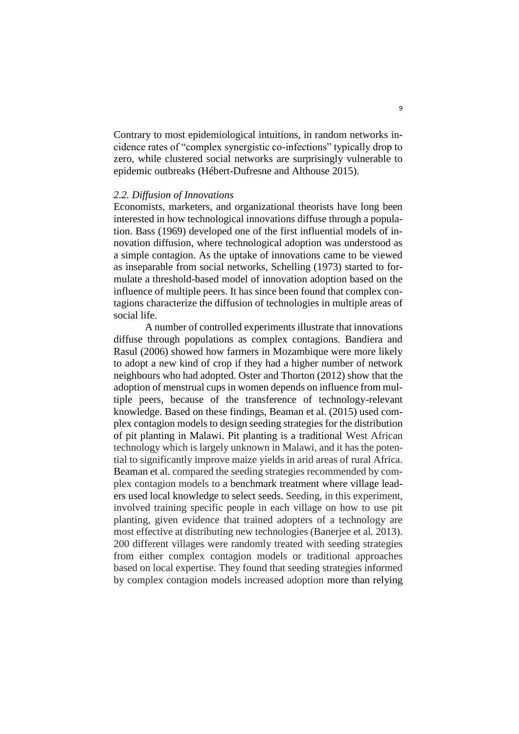Contrary to most epidemiological intuitions, in random networks incidence rates of "complex synergistic co-infections" typically drop to zero, while clustered social networks are surprisingly vulnerable to epidemic outbreaks (Hébert-Dufresne and Althouse 2015).

### *2.2. Diffusion of Innovations*

Economists, marketers, and organizational theorists have long been interested in how technological innovations diffuse through a population. Bass (1969) developed one of the first influential models of innovation diffusion, where technological adoption was understood as a simple contagion. As the uptake of innovations came to be viewed as inseparable from social networks, Schelling (1973) started to formulate a threshold-based model of innovation adoption based on the influence of multiple peers. It has since been found that complex contagions characterize the diffusion of technologies in multiple areas of social life.

A number of controlled experiments illustrate that innovations diffuse through populations as complex contagions. Bandiera and Rasul (2006) showed how farmers in Mozambique were more likely to adopt a new kind of crop if they had a higher number of network neighbours who had adopted. Oster and Thorton (2012) show that the adoption of menstrual cups in women depends on influence from multiple peers, because of the transference of technology-relevant knowledge. Based on these findings, Beaman et al. (2015) used complex contagion models to design seeding strategies for the distribution of pit planting in Malawi. Pit planting is a traditional West African technology which is largely unknown in Malawi, and it has the potential to significantly improve maize yields in arid areas of rural Africa. Beaman et al. compared the seeding strategies recommended by complex contagion models to a benchmark treatment where village leaders used local knowledge to select seeds. Seeding, in this experiment, involved training specific people in each village on how to use pit planting, given evidence that trained adopters of a technology are most effective at distributing new technologies (Banerjee et al. 2013). 200 different villages were randomly treated with seeding strategies from either complex contagion models or traditional approaches based on local expertise. They found that seeding strategies informed by complex contagion models increased adoption more than relying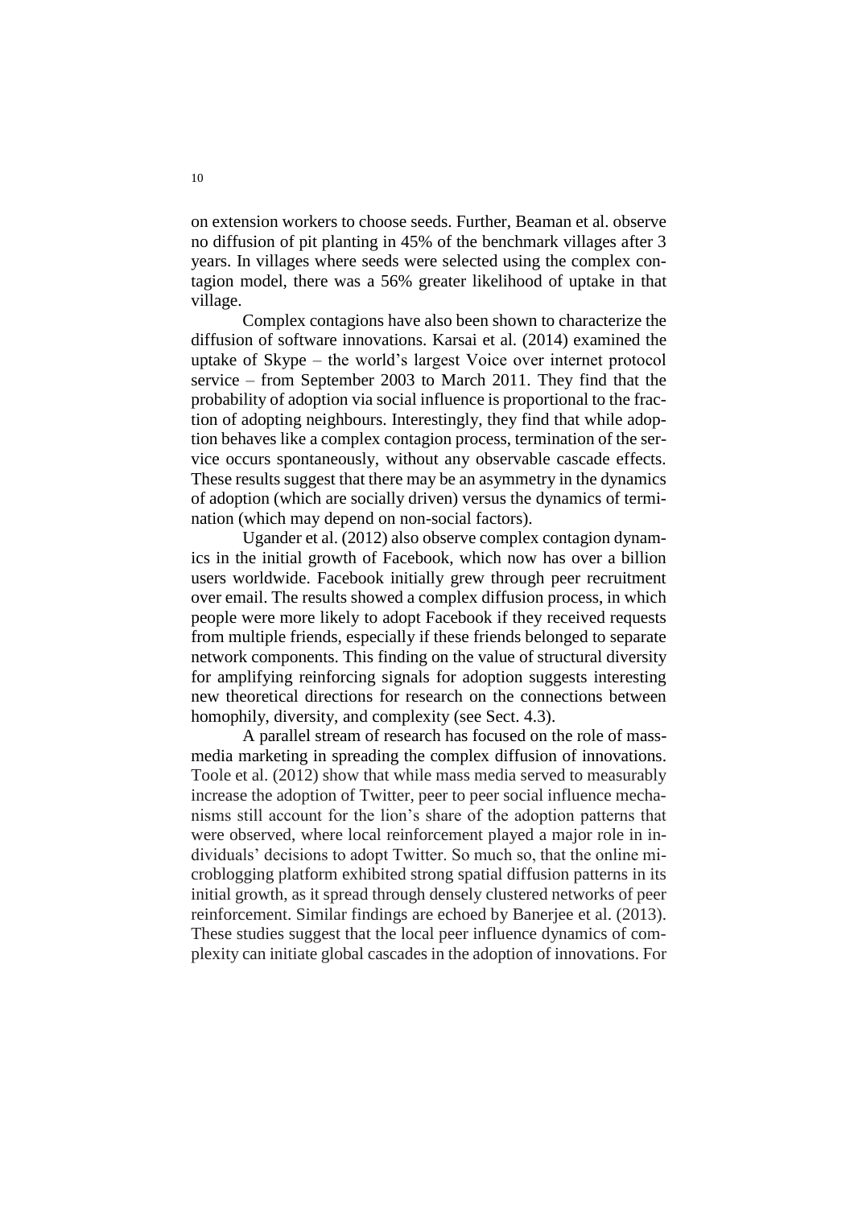on extension workers to choose seeds. Further, Beaman et al. observe no diffusion of pit planting in 45% of the benchmark villages after 3 years. In villages where seeds were selected using the complex contagion model, there was a 56% greater likelihood of uptake in that village.

Complex contagions have also been shown to characterize the diffusion of software innovations. Karsai et al. (2014) examined the uptake of Skype – the world's largest Voice over internet protocol service – from September 2003 to March 2011. They find that the probability of adoption via social influence is proportional to the fraction of adopting neighbours. Interestingly, they find that while adoption behaves like a complex contagion process, termination of the service occurs spontaneously, without any observable cascade effects. These results suggest that there may be an asymmetry in the dynamics of adoption (which are socially driven) versus the dynamics of termination (which may depend on non-social factors).

Ugander et al. (2012) also observe complex contagion dynamics in the initial growth of Facebook, which now has over a billion users worldwide. Facebook initially grew through peer recruitment over email. The results showed a complex diffusion process, in which people were more likely to adopt Facebook if they received requests from multiple friends, especially if these friends belonged to separate network components. This finding on the value of structural diversity for amplifying reinforcing signals for adoption suggests interesting new theoretical directions for research on the connections between homophily, diversity, and complexity (see Sect. 4.3).

A parallel stream of research has focused on the role of mass-media marketing in spreading the complex diffusion of innovations. Toole et al. (2012) show that while mass media served to measurably increase the adoption of Twitter, peer to peer social influence mechanisms still account for the lion's share of the adoption patterns that were observed, where local reinforcement played a major role in individuals' decisions to adopt Twitter. So much so, that the online microblogging platform exhibited strong spatial diffusion patterns in its initial growth, as it spread through densely clustered networks of peer reinforcement. Similar findings are echoed by Banerjee et al. (2013). These studies suggest that the local peer influence dynamics of complexity can initiate global cascades in the adoption of innovations. For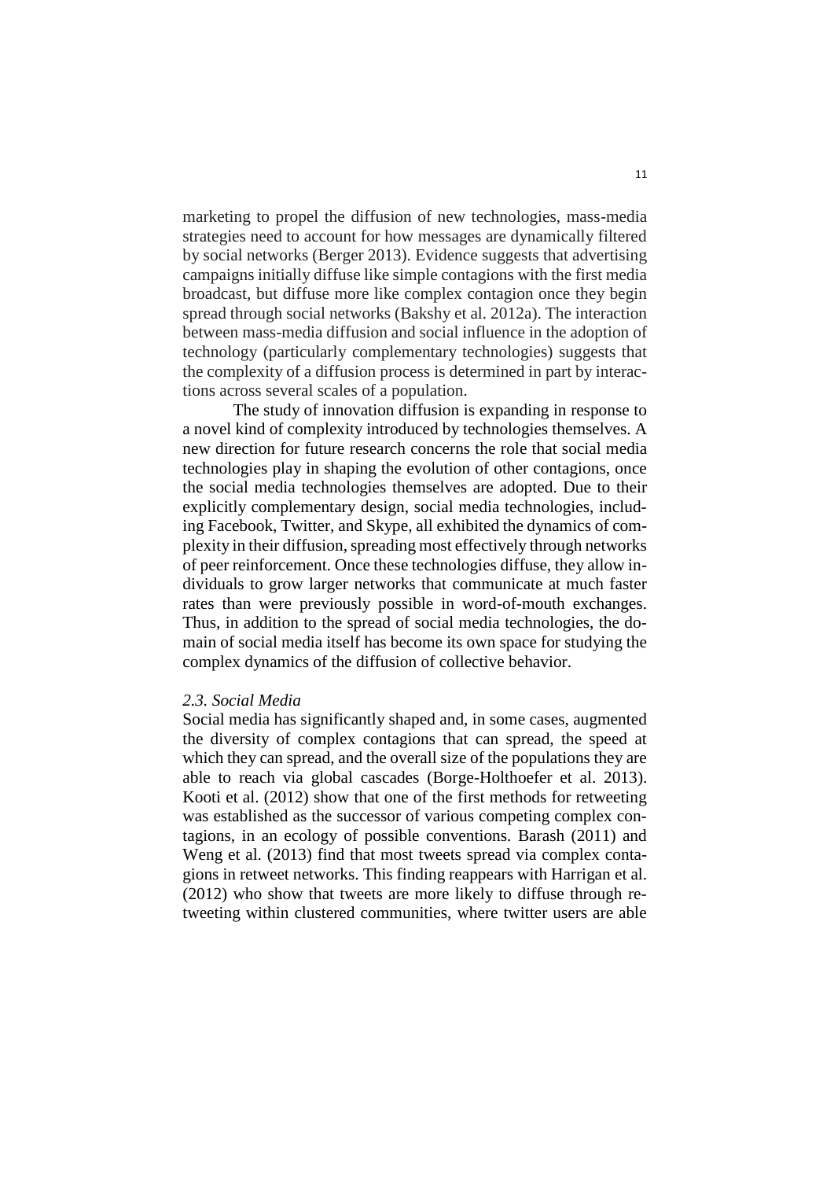marketing to propel the diffusion of new technologies, mass-media strategies need to account for how messages are dynamically filtered by social networks (Berger 2013). Evidence suggests that advertising campaigns initially diffuse like simple contagions with the first media broadcast, but diffuse more like complex contagion once they begin spread through social networks (Bakshy et al. 2012a). The interaction between mass-media diffusion and social influence in the adoption of technology (particularly complementary technologies) suggests that the complexity of a diffusion process is determined in part by interactions across several scales of a population.

The study of innovation diffusion is expanding in response to a novel kind of complexity introduced by technologies themselves. A new direction for future research concerns the role that social media technologies play in shaping the evolution of other contagions, once the social media technologies themselves are adopted. Due to their explicitly complementary design, social media technologies, including Facebook, Twitter, and Skype, all exhibited the dynamics of complexity in their diffusion, spreading most effectively through networks of peer reinforcement. Once these technologies diffuse, they allow individuals to grow larger networks that communicate at much faster rates than were previously possible in word-of-mouth exchanges. Thus, in addition to the spread of social media technologies, the domain of social media itself has become its own space for studying the complex dynamics of the diffusion of collective behavior.

### *2.3. Social Media*

Social media has significantly shaped and, in some cases, augmented the diversity of complex contagions that can spread, the speed at which they can spread, and the overall size of the populations they are able to reach via global cascades (Borge-Holthoefer et al. 2013). Kooti et al. (2012) show that one of the first methods for retweeting was established as the successor of various competing complex contagions, in an ecology of possible conventions. Barash (2011) and Weng et al. (2013) find that most tweets spread via complex contagions in retweet networks. This finding reappears with Harrigan et al. (2012) who show that tweets are more likely to diffuse through retweeting within clustered communities, where twitter users are able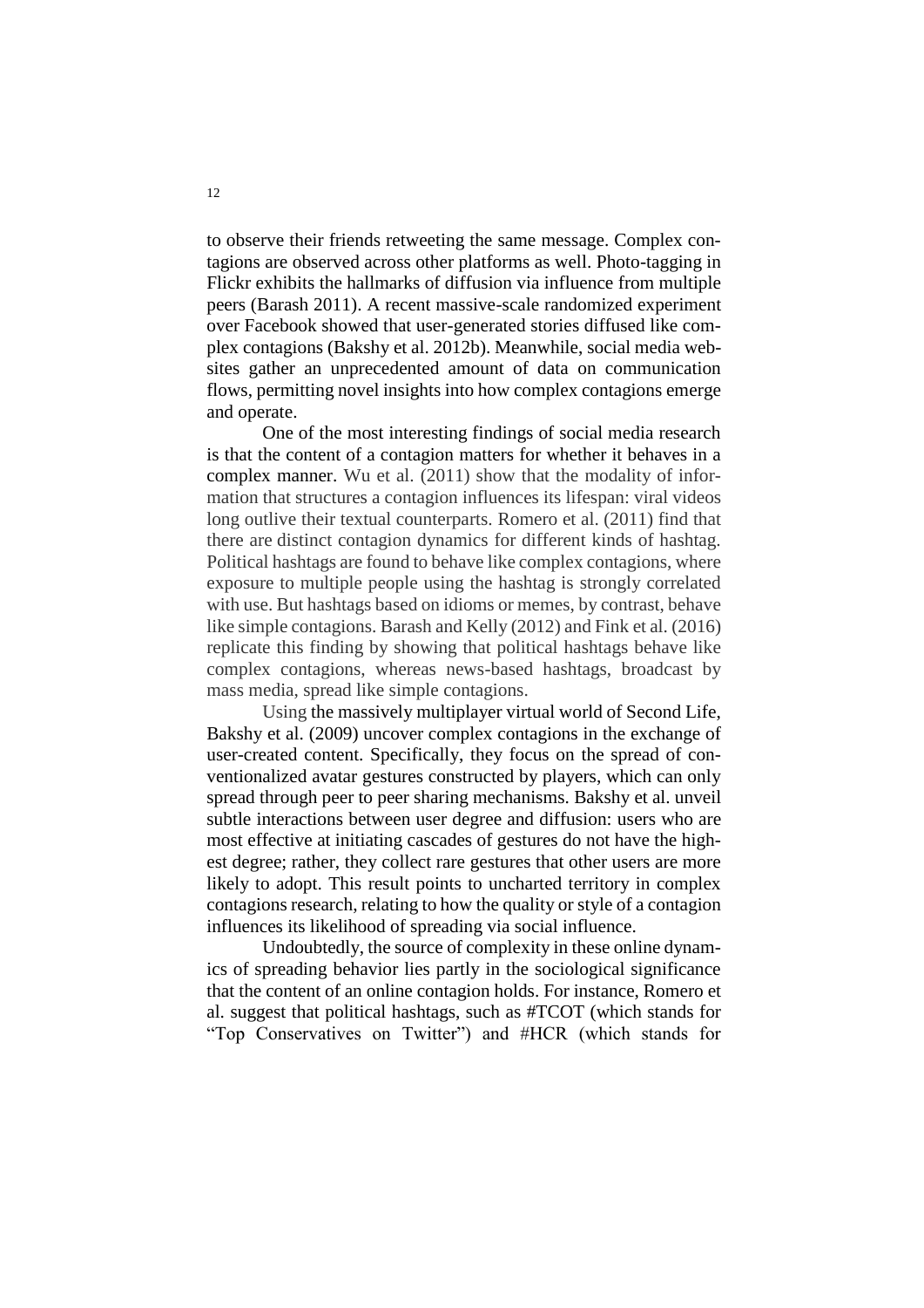to observe their friends retweeting the same message. Complex contagions are observed across other platforms as well. Photo-tagging in Flickr exhibits the hallmarks of diffusion via influence from multiple peers (Barash 2011). A recent massive-scale randomized experiment over Facebook showed that user-generated stories diffused like complex contagions (Bakshy et al. 2012b). Meanwhile, social media websites gather an unprecedented amount of data on communication flows, permitting novel insights into how complex contagions emerge and operate.

One of the most interesting findings of social media research is that the content of a contagion matters for whether it behaves in a complex manner. Wu et al. (2011) show that the modality of information that structures a contagion influences its lifespan: viral videos long outlive their textual counterparts. Romero et al. (2011) find that there are distinct contagion dynamics for different kinds of hashtag. Political hashtags are found to behave like complex contagions, where exposure to multiple people using the hashtag is strongly correlated with use. But hashtags based on idioms or memes, by contrast, behave like simple contagions. Barash and Kelly (2012) and Fink et al. (2016) replicate this finding by showing that political hashtags behave like complex contagions, whereas news-based hashtags, broadcast by mass media, spread like simple contagions.

Using the massively multiplayer virtual world of Second Life, Bakshy et al. (2009) uncover complex contagions in the exchange of user-created content. Specifically, they focus on the spread of conventionalized avatar gestures constructed by players, which can only spread through peer to peer sharing mechanisms. Bakshy et al. unveil subtle interactions between user degree and diffusion: users who are most effective at initiating cascades of gestures do not have the highest degree; rather, they collect rare gestures that other users are more likely to adopt. This result points to uncharted territory in complex contagions research, relating to how the quality or style of a contagion influences its likelihood of spreading via social influence.

Undoubtedly, the source of complexity in these online dynamics of spreading behavior lies partly in the sociological significance that the content of an online contagion holds. For instance, Romero et al. suggest that political hashtags, such as #TCOT (which stands for "Top Conservatives on Twitter") and #HCR (which stands for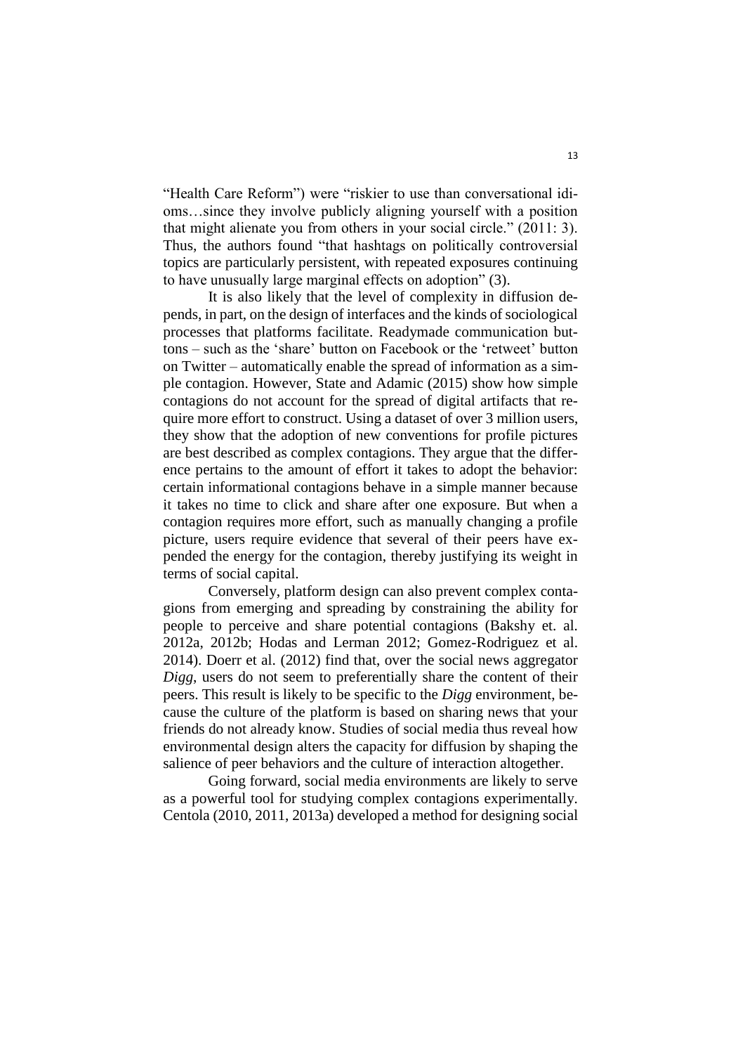"Health Care Reform") were "riskier to use than conversational idioms…since they involve publicly aligning yourself with a position that might alienate you from others in your social circle." (2011: 3). Thus, the authors found "that hashtags on politically controversial topics are particularly persistent, with repeated exposures continuing to have unusually large marginal effects on adoption" (3).

It is also likely that the level of complexity in diffusion depends, in part, on the design of interfaces and the kinds of sociological processes that platforms facilitate. Readymade communication buttons – such as the 'share' button on Facebook or the 'retweet' button on Twitter – automatically enable the spread of information as a simple contagion. However, State and Adamic (2015) show how simple contagions do not account for the spread of digital artifacts that require more effort to construct. Using a dataset of over 3 million users, they show that the adoption of new conventions for profile pictures are best described as complex contagions. They argue that the difference pertains to the amount of effort it takes to adopt the behavior: certain informational contagions behave in a simple manner because it takes no time to click and share after one exposure. But when a contagion requires more effort, such as manually changing a profile picture, users require evidence that several of their peers have expended the energy for the contagion, thereby justifying its weight in terms of social capital.

Conversely, platform design can also prevent complex contagions from emerging and spreading by constraining the ability for people to perceive and share potential contagions (Bakshy et. al. 2012a, 2012b; Hodas and Lerman 2012; Gomez-Rodriguez et al. 2014). Doerr et al. (2012) find that, over the social news aggregator *Digg*, users do not seem to preferentially share the content of their peers. This result is likely to be specific to the *Digg* environment, because the culture of the platform is based on sharing news that your friends do not already know. Studies of social media thus reveal how environmental design alters the capacity for diffusion by shaping the salience of peer behaviors and the culture of interaction altogether.

Going forward, social media environments are likely to serve as a powerful tool for studying complex contagions experimentally. Centola (2010, 2011, 2013a) developed a method for designing social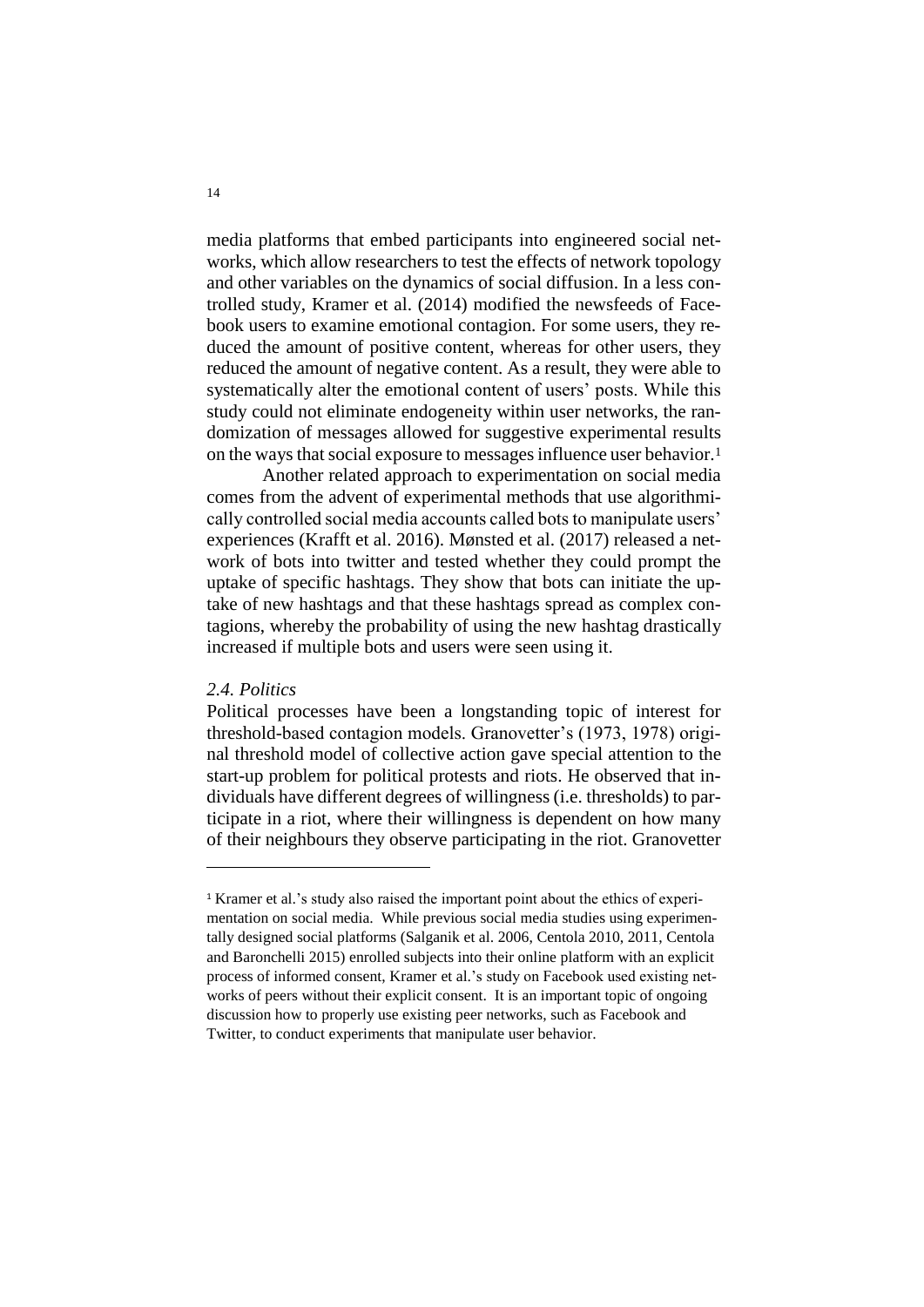media platforms that embed participants into engineered social networks, which allow researchers to test the effects of network topology and other variables on the dynamics of social diffusion. In a less controlled study, Kramer et al. (2014) modified the newsfeeds of Facebook users to examine emotional contagion. For some users, they reduced the amount of positive content, whereas for other users, they reduced the amount of negative content. As a result, they were able to systematically alter the emotional content of users' posts. While this study could not eliminate endogeneity within user networks, the randomization of messages allowed for suggestive experimental results on the ways that social exposure to messages influence user behavior.[1]

Another related approach to experimentation on social media comes from the advent of experimental methods that use algorithmically controlled social media accounts called bots to manipulate users' experiences (Krafft et al. 2016). Mønsted et al. (2017) released a network of bots into twitter and tested whether they could prompt the uptake of specific hashtags. They show that bots can initiate the uptake of new hashtags and that these hashtags spread as complex contagions, whereby the probability of using the new hashtag drastically increased if multiple bots and users were seen using it.

### *2.4. Politics*

Political processes have been a longstanding topic of interest for threshold-based contagion models. Granovetter's (1973, 1978) original threshold model of collective action gave special attention to the start-up problem for political protests and riots. He observed that individuals have different degrees of willingness (i.e. thresholds) to participate in a riot, where their willingness is dependent on how many of their neighbours they observe participating in the riot. Granovetter

---

[1] Kramer et al.'s study also raised the important point about the ethics of experimentation on social media. While previous social media studies using experimentally designed social platforms (Salganik et al. 2006, Centola 2010, 2011, Centola and Baronchelli 2015) enrolled subjects into their online platform with an explicit process of informed consent, Kramer et al.'s study on Facebook used existing networks of peers without their explicit consent. It is an important topic of ongoing discussion how to properly use existing peer networks, such as Facebook and Twitter, to conduct experiments that manipulate user behavior.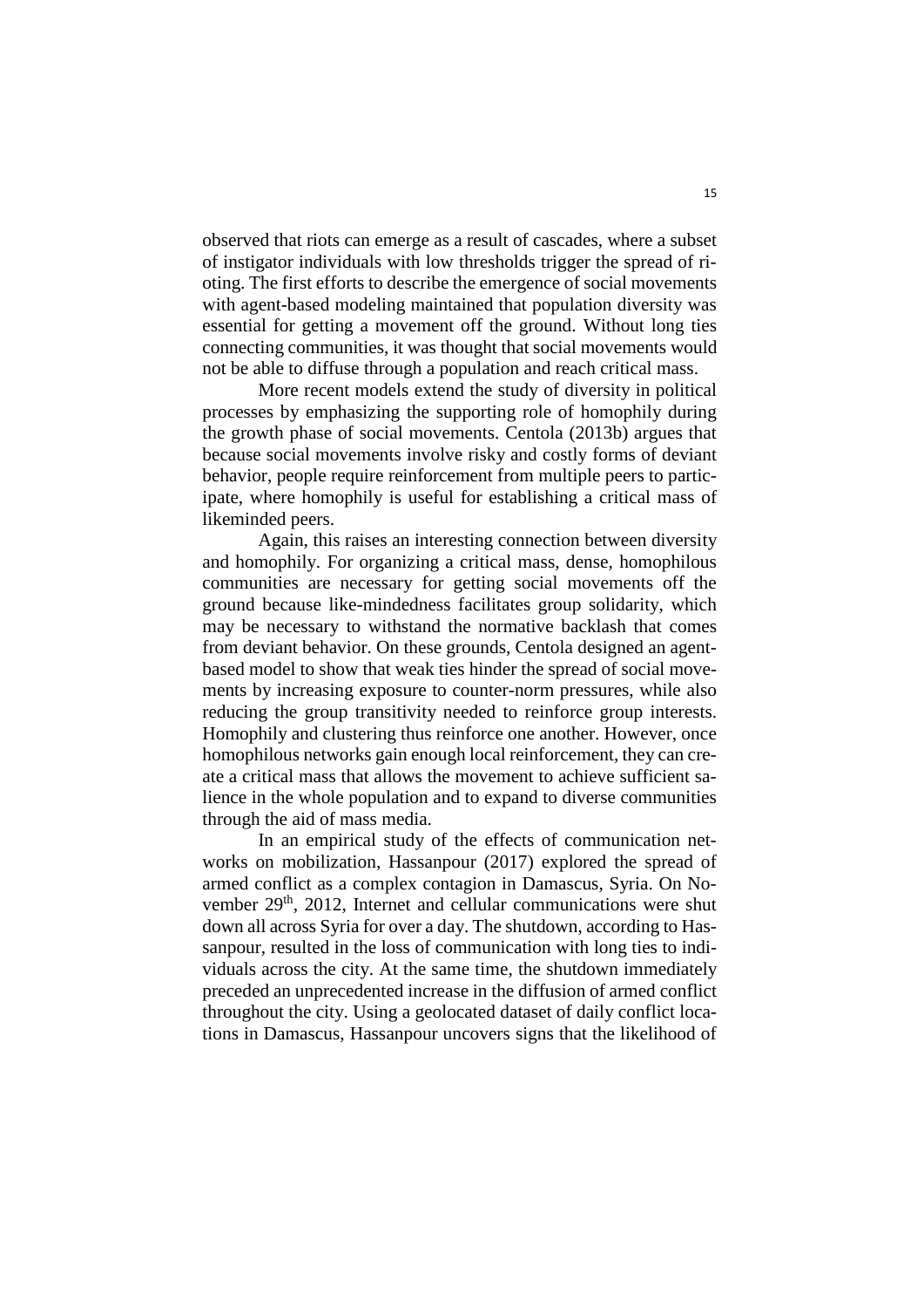observed that riots can emerge as a result of cascades, where a subset of instigator individuals with low thresholds trigger the spread of rioting. The first efforts to describe the emergence of social movements with agent-based modeling maintained that population diversity was essential for getting a movement off the ground. Without long ties connecting communities, it was thought that social movements would not be able to diffuse through a population and reach critical mass.

More recent models extend the study of diversity in political processes by emphasizing the supporting role of homophily during the growth phase of social movements. Centola (2013b) argues that because social movements involve risky and costly forms of deviant behavior, people require reinforcement from multiple peers to participate, where homophily is useful for establishing a critical mass of likeminded peers.

Again, this raises an interesting connection between diversity and homophily. For organizing a critical mass, dense, homophilous communities are necessary for getting social movements off the ground because like-mindedness facilitates group solidarity, which may be necessary to withstand the normative backlash that comes from deviant behavior. On these grounds, Centola designed an agent-based model to show that weak ties hinder the spread of social movements by increasing exposure to counter-norm pressures, while also reducing the group transitivity needed to reinforce group interests. Homophily and clustering thus reinforce one another. However, once homophilous networks gain enough local reinforcement, they can create a critical mass that allows the movement to achieve sufficient salience in the whole population and to expand to diverse communities through the aid of mass media.

In an empirical study of the effects of communication networks on mobilization, Hassanpour (2017) explored the spread of armed conflict as a complex contagion in Damascus, Syria. On November 29th, 2012, Internet and cellular communications were shut down all across Syria for over a day. The shutdown, according to Hassanpour, resulted in the loss of communication with long ties to individuals across the city. At the same time, the shutdown immediately preceded an unprecedented increase in the diffusion of armed conflict throughout the city. Using a geolocated dataset of daily conflict locations in Damascus, Hassanpour uncovers signs that the likelihood of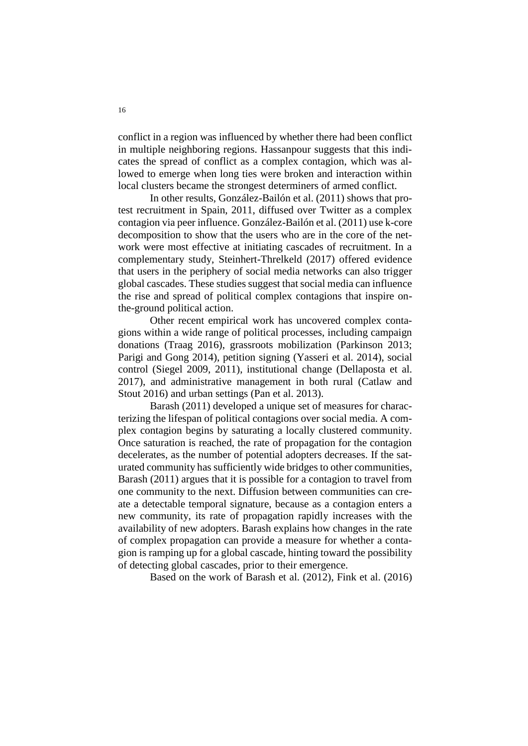conflict in a region was influenced by whether there had been conflict in multiple neighboring regions. Hassanpour suggests that this indicates the spread of conflict as a complex contagion, which was allowed to emerge when long ties were broken and interaction within local clusters became the strongest determiners of armed conflict.

In other results, González-Bailón et al. (2011) shows that protest recruitment in Spain, 2011, diffused over Twitter as a complex contagion via peer influence. González-Bailón et al. (2011) use k-core decomposition to show that the users who are in the core of the network were most effective at initiating cascades of recruitment. In a complementary study, Steinhert-Threlkeld (2017) offered evidence that users in the periphery of social media networks can also trigger global cascades. These studies suggest that social media can influence the rise and spread of political complex contagions that inspire on-the-ground political action.

Other recent empirical work has uncovered complex contagions within a wide range of political processes, including campaign donations (Traag 2016), grassroots mobilization (Parkinson 2013; Parigi and Gong 2014), petition signing (Yasseri et al. 2014), social control (Siegel 2009, 2011), institutional change (Dellaposta et al. 2017), and administrative management in both rural (Catlaw and Stout 2016) and urban settings (Pan et al. 2013).

Barash (2011) developed a unique set of measures for characterizing the lifespan of political contagions over social media. A complex contagion begins by saturating a locally clustered community. Once saturation is reached, the rate of propagation for the contagion decelerates, as the number of potential adopters decreases. If the saturated community has sufficiently wide bridges to other communities, Barash (2011) argues that it is possible for a contagion to travel from one community to the next. Diffusion between communities can create a detectable temporal signature, because as a contagion enters a new community, its rate of propagation rapidly increases with the availability of new adopters. Barash explains how changes in the rate of complex propagation can provide a measure for whether a contagion is ramping up for a global cascade, hinting toward the possibility of detecting global cascades, prior to their emergence.

Based on the work of Barash et al. (2012), Fink et al. (2016)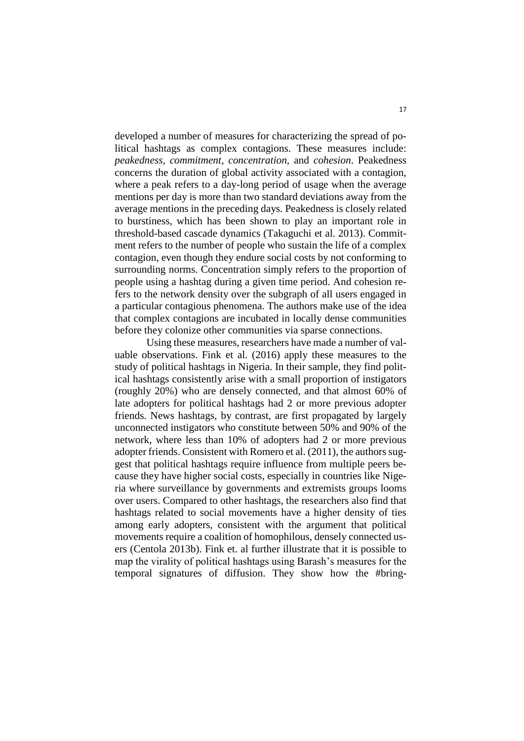developed a number of measures for characterizing the spread of political hashtags as complex contagions. These measures include: *peakedness*, *commitment*, *concentration*, and *cohesion*. Peakedness concerns the duration of global activity associated with a contagion, where a peak refers to a day-long period of usage when the average mentions per day is more than two standard deviations away from the average mentions in the preceding days. Peakedness is closely related to burstiness, which has been shown to play an important role in threshold-based cascade dynamics (Takaguchi et al. 2013). Commitment refers to the number of people who sustain the life of a complex contagion, even though they endure social costs by not conforming to surrounding norms. Concentration simply refers to the proportion of people using a hashtag during a given time period. And cohesion refers to the network density over the subgraph of all users engaged in a particular contagious phenomena. The authors make use of the idea that complex contagions are incubated in locally dense communities before they colonize other communities via sparse connections.

Using these measures, researchers have made a number of valuable observations. Fink et al. (2016) apply these measures to the study of political hashtags in Nigeria. In their sample, they find political hashtags consistently arise with a small proportion of instigators (roughly 20%) who are densely connected, and that almost 60% of late adopters for political hashtags had 2 or more previous adopter friends. News hashtags, by contrast, are first propagated by largely unconnected instigators who constitute between 50% and 90% of the network, where less than 10% of adopters had 2 or more previous adopter friends. Consistent with Romero et al. (2011), the authors suggest that political hashtags require influence from multiple peers because they have higher social costs, especially in countries like Nigeria where surveillance by governments and extremists groups looms over users. Compared to other hashtags, the researchers also find that hashtags related to social movements have a higher density of ties among early adopters, consistent with the argument that political movements require a coalition of homophilous, densely connected users (Centola 2013b). Fink et. al further illustrate that it is possible to map the virality of political hashtags using Barash's measures for the temporal signatures of diffusion. They show how the #bring-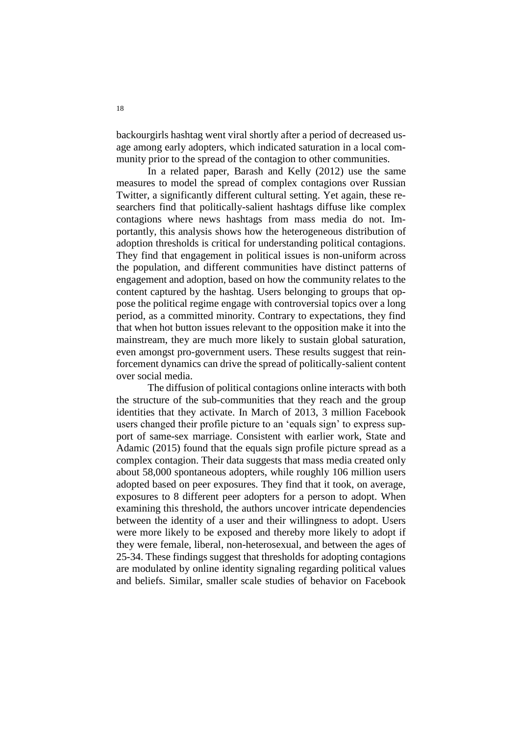backourgirls hashtag went viral shortly after a period of decreased usage among early adopters, which indicated saturation in a local community prior to the spread of the contagion to other communities.

In a related paper, Barash and Kelly (2012) use the same measures to model the spread of complex contagions over Russian Twitter, a significantly different cultural setting. Yet again, these researchers find that politically-salient hashtags diffuse like complex contagions where news hashtags from mass media do not. Importantly, this analysis shows how the heterogeneous distribution of adoption thresholds is critical for understanding political contagions. They find that engagement in political issues is non-uniform across the population, and different communities have distinct patterns of engagement and adoption, based on how the community relates to the content captured by the hashtag. Users belonging to groups that oppose the political regime engage with controversial topics over a long period, as a committed minority. Contrary to expectations, they find that when hot button issues relevant to the opposition make it into the mainstream, they are much more likely to sustain global saturation, even amongst pro-government users. These results suggest that reinforcement dynamics can drive the spread of politically-salient content over social media.

The diffusion of political contagions online interacts with both the structure of the sub-communities that they reach and the group identities that they activate. In March of 2013, 3 million Facebook users changed their profile picture to an 'equals sign' to express support of same-sex marriage. Consistent with earlier work, State and Adamic (2015) found that the equals sign profile picture spread as a complex contagion. Their data suggests that mass media created only about 58,000 spontaneous adopters, while roughly 106 million users adopted based on peer exposures. They find that it took, on average, exposures to 8 different peer adopters for a person to adopt. When examining this threshold, the authors uncover intricate dependencies between the identity of a user and their willingness to adopt. Users were more likely to be exposed and thereby more likely to adopt if they were female, liberal, non-heterosexual, and between the ages of 25-34. These findings suggest that thresholds for adopting contagions are modulated by online identity signaling regarding political values and beliefs. Similar, smaller scale studies of behavior on Facebook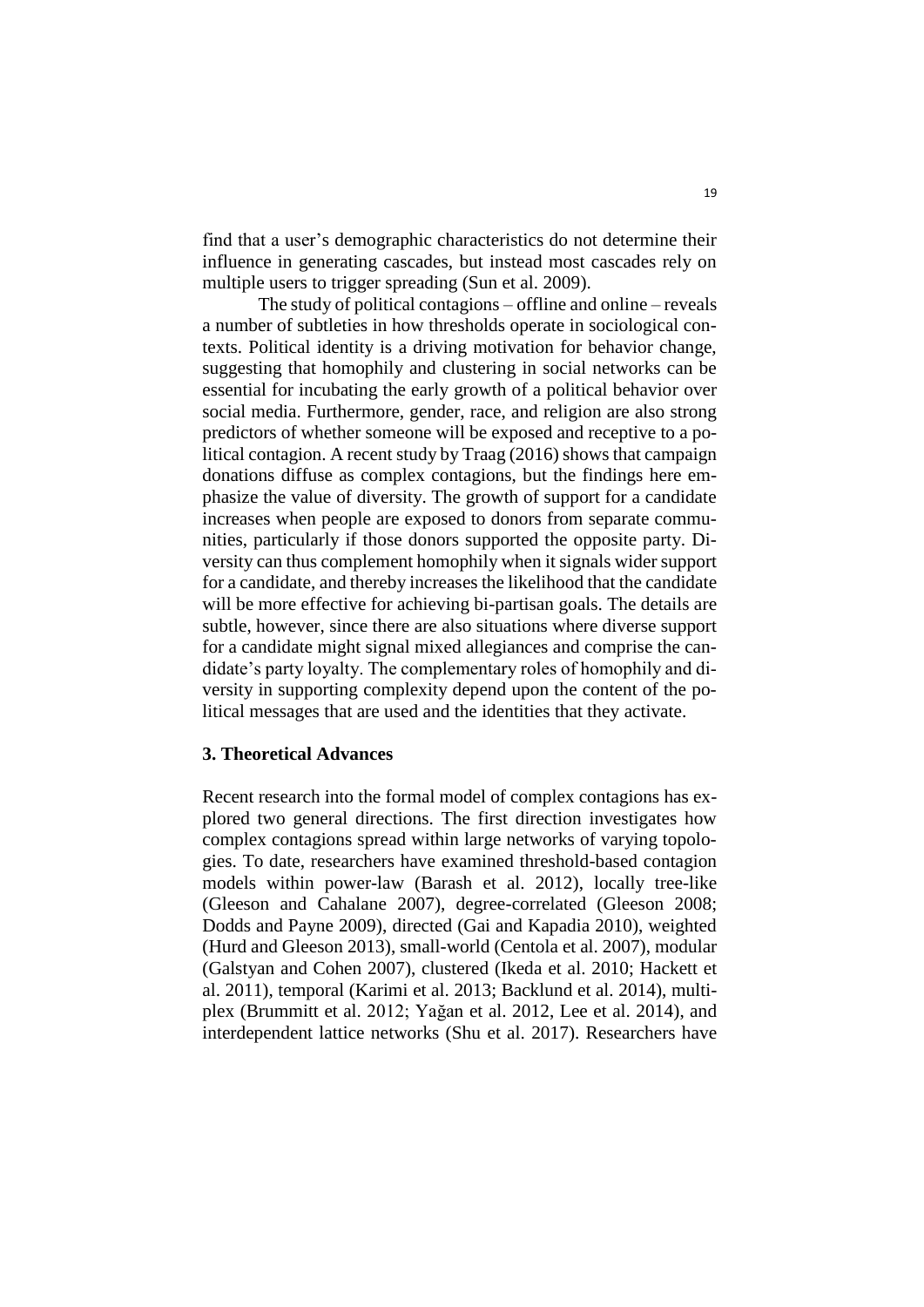find that a user's demographic characteristics do not determine their influence in generating cascades, but instead most cascades rely on multiple users to trigger spreading (Sun et al. 2009).

The study of political contagions – offline and online – reveals a number of subtleties in how thresholds operate in sociological contexts. Political identity is a driving motivation for behavior change, suggesting that homophily and clustering in social networks can be essential for incubating the early growth of a political behavior over social media. Furthermore, gender, race, and religion are also strong predictors of whether someone will be exposed and receptive to a political contagion. A recent study by Traag (2016) shows that campaign donations diffuse as complex contagions, but the findings here emphasize the value of diversity. The growth of support for a candidate increases when people are exposed to donors from separate communities, particularly if those donors supported the opposite party. Diversity can thus complement homophily when it signals wider support for a candidate, and thereby increases the likelihood that the candidate will be more effective for achieving bi-partisan goals. The details are subtle, however, since there are also situations where diverse support for a candidate might signal mixed allegiances and comprise the candidate's party loyalty. The complementary roles of homophily and diversity in supporting complexity depend upon the content of the political messages that are used and the identities that they activate.

## 3. Theoretical Advances

Recent research into the formal model of complex contagions has explored two general directions. The first direction investigates how complex contagions spread within large networks of varying topologies. To date, researchers have examined threshold-based contagion models within power-law (Barash et al. 2012), locally tree-like (Gleeson and Cahalane 2007), degree-correlated (Gleeson 2008; Dodds and Payne 2009), directed (Gai and Kapadia 2010), weighted (Hurd and Gleeson 2013), small-world (Centola et al. 2007), modular (Galstyan and Cohen 2007), clustered (Ikeda et al. 2010; Hackett et al. 2011), temporal (Karimi et al. 2013; Backlund et al. 2014), multiplex (Brummitt et al. 2012; Yağan et al. 2012, Lee et al. 2014), and interdependent lattice networks (Shu et al. 2017). Researchers have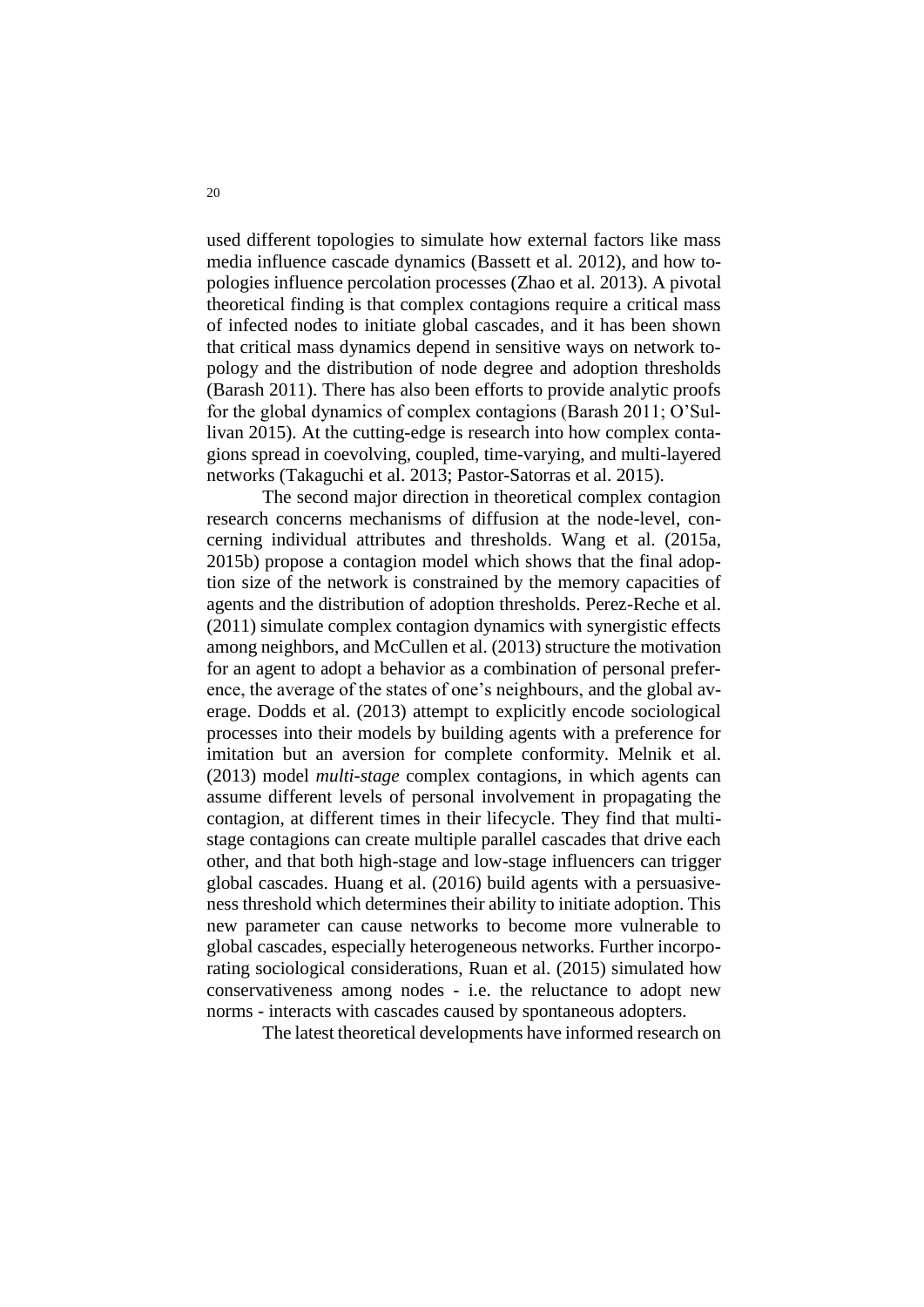used different topologies to simulate how external factors like mass media influence cascade dynamics (Bassett et al. 2012), and how topologies influence percolation processes (Zhao et al. 2013). A pivotal theoretical finding is that complex contagions require a critical mass of infected nodes to initiate global cascades, and it has been shown that critical mass dynamics depend in sensitive ways on network topology and the distribution of node degree and adoption thresholds (Barash 2011). There has also been efforts to provide analytic proofs for the global dynamics of complex contagions (Barash 2011; O'Sullivan 2015). At the cutting-edge is research into how complex contagions spread in coevolving, coupled, time-varying, and multi-layered networks (Takaguchi et al. 2013; Pastor-Satorras et al. 2015).

The second major direction in theoretical complex contagion research concerns mechanisms of diffusion at the node-level, concerning individual attributes and thresholds. Wang et al. (2015a, 2015b) propose a contagion model which shows that the final adoption size of the network is constrained by the memory capacities of agents and the distribution of adoption thresholds. Perez-Reche et al. (2011) simulate complex contagion dynamics with synergistic effects among neighbors, and McCullen et al. (2013) structure the motivation for an agent to adopt a behavior as a combination of personal preference, the average of the states of one's neighbours, and the global average. Dodds et al. (2013) attempt to explicitly encode sociological processes into their models by building agents with a preference for imitation but an aversion for complete conformity. Melnik et al. (2013) model *multi-stage* complex contagions, in which agents can assume different levels of personal involvement in propagating the contagion, at different times in their lifecycle. They find that multi-stage contagions can create multiple parallel cascades that drive each other, and that both high-stage and low-stage influencers can trigger global cascades. Huang et al. (2016) build agents with a persuasiveness threshold which determines their ability to initiate adoption. This new parameter can cause networks to become more vulnerable to global cascades, especially heterogeneous networks. Further incorporating sociological considerations, Ruan et al. (2015) simulated how conservativeness among nodes - i.e. the reluctance to adopt new norms - interacts with cascades caused by spontaneous adopters.

The latest theoretical developments have informed research on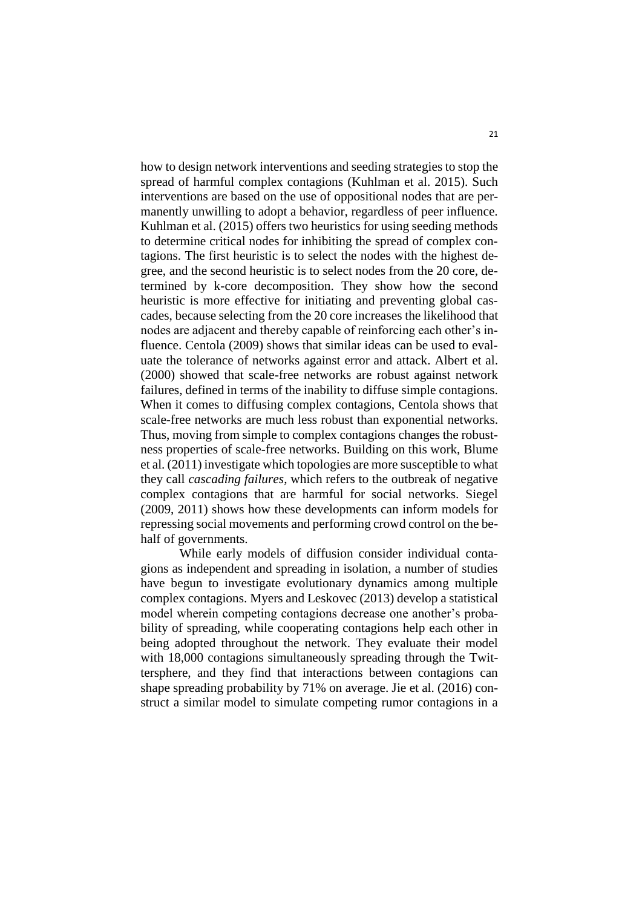how to design network interventions and seeding strategies to stop the spread of harmful complex contagions (Kuhlman et al. 2015). Such interventions are based on the use of oppositional nodes that are permanently unwilling to adopt a behavior, regardless of peer influence. Kuhlman et al. (2015) offers two heuristics for using seeding methods to determine critical nodes for inhibiting the spread of complex contagions. The first heuristic is to select the nodes with the highest degree, and the second heuristic is to select nodes from the 20 core, determined by k-core decomposition. They show how the second heuristic is more effective for initiating and preventing global cascades, because selecting from the 20 core increases the likelihood that nodes are adjacent and thereby capable of reinforcing each other's influence. Centola (2009) shows that similar ideas can be used to evaluate the tolerance of networks against error and attack. Albert et al. (2000) showed that scale-free networks are robust against network failures, defined in terms of the inability to diffuse simple contagions. When it comes to diffusing complex contagions, Centola shows that scale-free networks are much less robust than exponential networks. Thus, moving from simple to complex contagions changes the robustness properties of scale-free networks. Building on this work, Blume et al. (2011) investigate which topologies are more susceptible to what they call *cascading failures*, which refers to the outbreak of negative complex contagions that are harmful for social networks. Siegel (2009, 2011) shows how these developments can inform models for repressing social movements and performing crowd control on the behalf of governments.

While early models of diffusion consider individual contagions as independent and spreading in isolation, a number of studies have begun to investigate evolutionary dynamics among multiple complex contagions. Myers and Leskovec (2013) develop a statistical model wherein competing contagions decrease one another's probability of spreading, while cooperating contagions help each other in being adopted throughout the network. They evaluate their model with 18,000 contagions simultaneously spreading through the Twittersphere, and they find that interactions between contagions can shape spreading probability by 71% on average. Jie et al. (2016) construct a similar model to simulate competing rumor contagions in a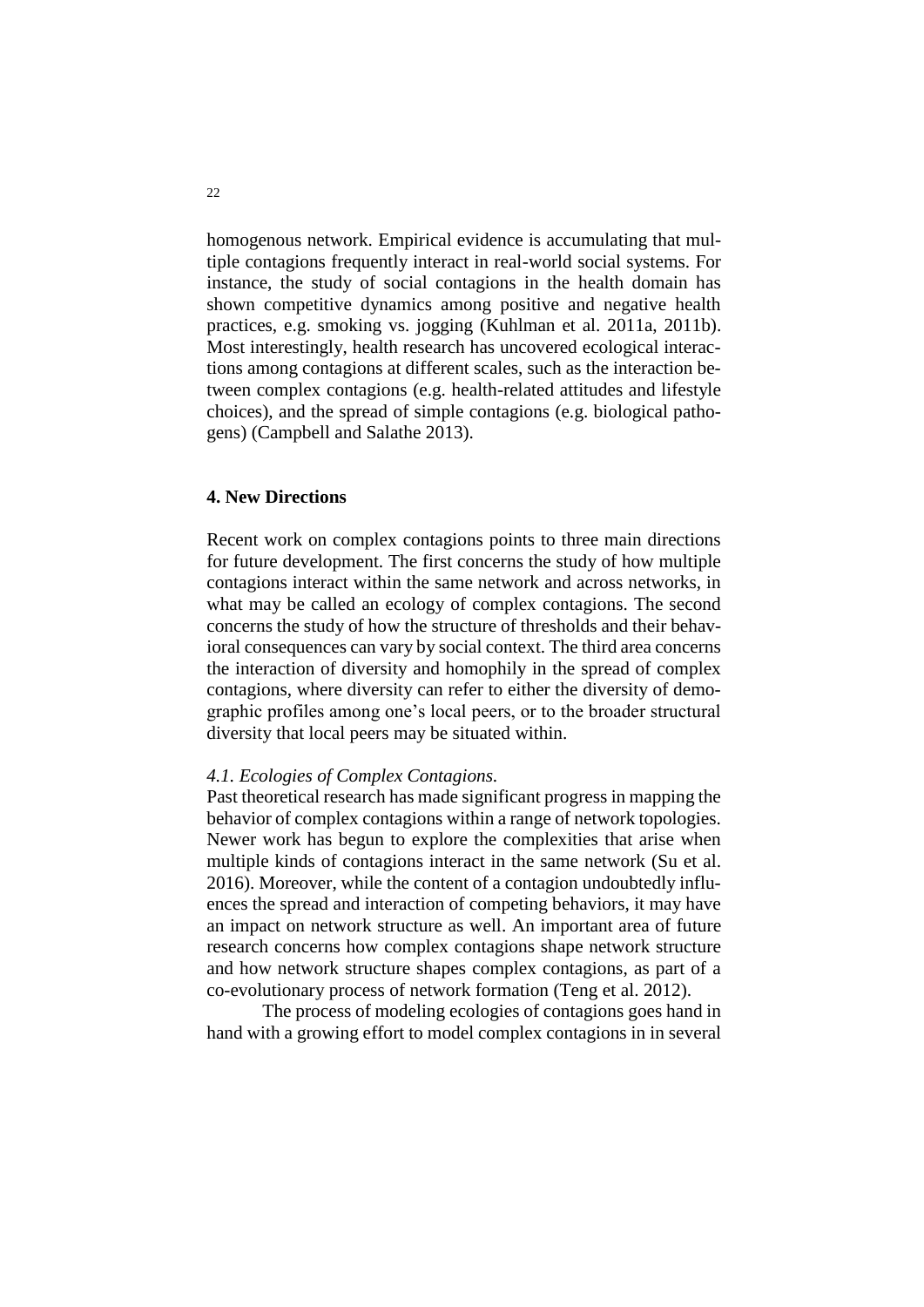homogenous network. Empirical evidence is accumulating that multiple contagions frequently interact in real-world social systems. For instance, the study of social contagions in the health domain has shown competitive dynamics among positive and negative health practices, e.g. smoking vs. jogging (Kuhlman et al. 2011a, 2011b). Most interestingly, health research has uncovered ecological interactions among contagions at different scales, such as the interaction between complex contagions (e.g. health-related attitudes and lifestyle choices), and the spread of simple contagions (e.g. biological pathogens) (Campbell and Salathe 2013).

## 4. New Directions

Recent work on complex contagions points to three main directions for future development. The first concerns the study of how multiple contagions interact within the same network and across networks, in what may be called an ecology of complex contagions. The second concerns the study of how the structure of thresholds and their behavioral consequences can vary by social context. The third area concerns the interaction of diversity and homophily in the spread of complex contagions, where diversity can refer to either the diversity of demographic profiles among one's local peers, or to the broader structural diversity that local peers may be situated within.

### *4.1. Ecologies of Complex Contagions.*

Past theoretical research has made significant progress in mapping the behavior of complex contagions within a range of network topologies. Newer work has begun to explore the complexities that arise when multiple kinds of contagions interact in the same network (Su et al. 2016). Moreover, while the content of a contagion undoubtedly influences the spread and interaction of competing behaviors, it may have an impact on network structure as well. An important area of future research concerns how complex contagions shape network structure and how network structure shapes complex contagions, as part of a co-evolutionary process of network formation (Teng et al. 2012).

The process of modeling ecologies of contagions goes hand in hand with a growing effort to model complex contagions in in several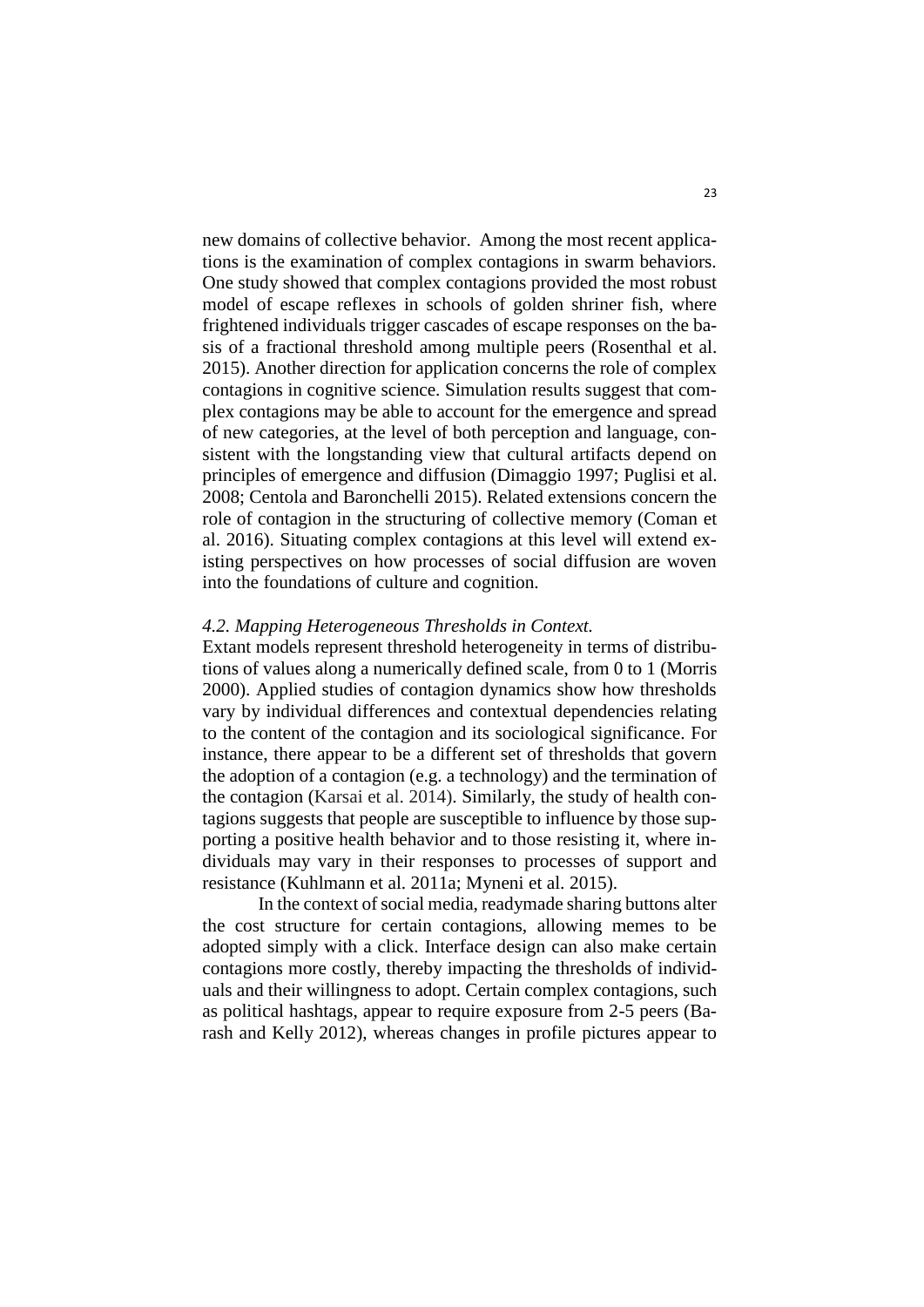new domains of collective behavior. Among the most recent applications is the examination of complex contagions in swarm behaviors. One study showed that complex contagions provided the most robust model of escape reflexes in schools of golden shriner fish, where frightened individuals trigger cascades of escape responses on the basis of a fractional threshold among multiple peers (Rosenthal et al. 2015). Another direction for application concerns the role of complex contagions in cognitive science. Simulation results suggest that complex contagions may be able to account for the emergence and spread of new categories, at the level of both perception and language, consistent with the longstanding view that cultural artifacts depend on principles of emergence and diffusion (Dimaggio 1997; Puglisi et al. 2008; Centola and Baronchelli 2015). Related extensions concern the role of contagion in the structuring of collective memory (Coman et al. 2016). Situating complex contagions at this level will extend existing perspectives on how processes of social diffusion are woven into the foundations of culture and cognition.

### *4.2. Mapping Heterogeneous Thresholds in Context.*

Extant models represent threshold heterogeneity in terms of distributions of values along a numerically defined scale, from 0 to 1 (Morris 2000). Applied studies of contagion dynamics show how thresholds vary by individual differences and contextual dependencies relating to the content of the contagion and its sociological significance. For instance, there appear to be a different set of thresholds that govern the adoption of a contagion (e.g. a technology) and the termination of the contagion (Karsai et al. 2014). Similarly, the study of health contagions suggests that people are susceptible to influence by those supporting a positive health behavior and to those resisting it, where individuals may vary in their responses to processes of support and resistance (Kuhlmann et al. 2011a; Myneni et al. 2015).

In the context of social media, readymade sharing buttons alter the cost structure for certain contagions, allowing memes to be adopted simply with a click. Interface design can also make certain contagions more costly, thereby impacting the thresholds of individuals and their willingness to adopt. Certain complex contagions, such as political hashtags, appear to require exposure from 2-5 peers (Barash and Kelly 2012), whereas changes in profile pictures appear to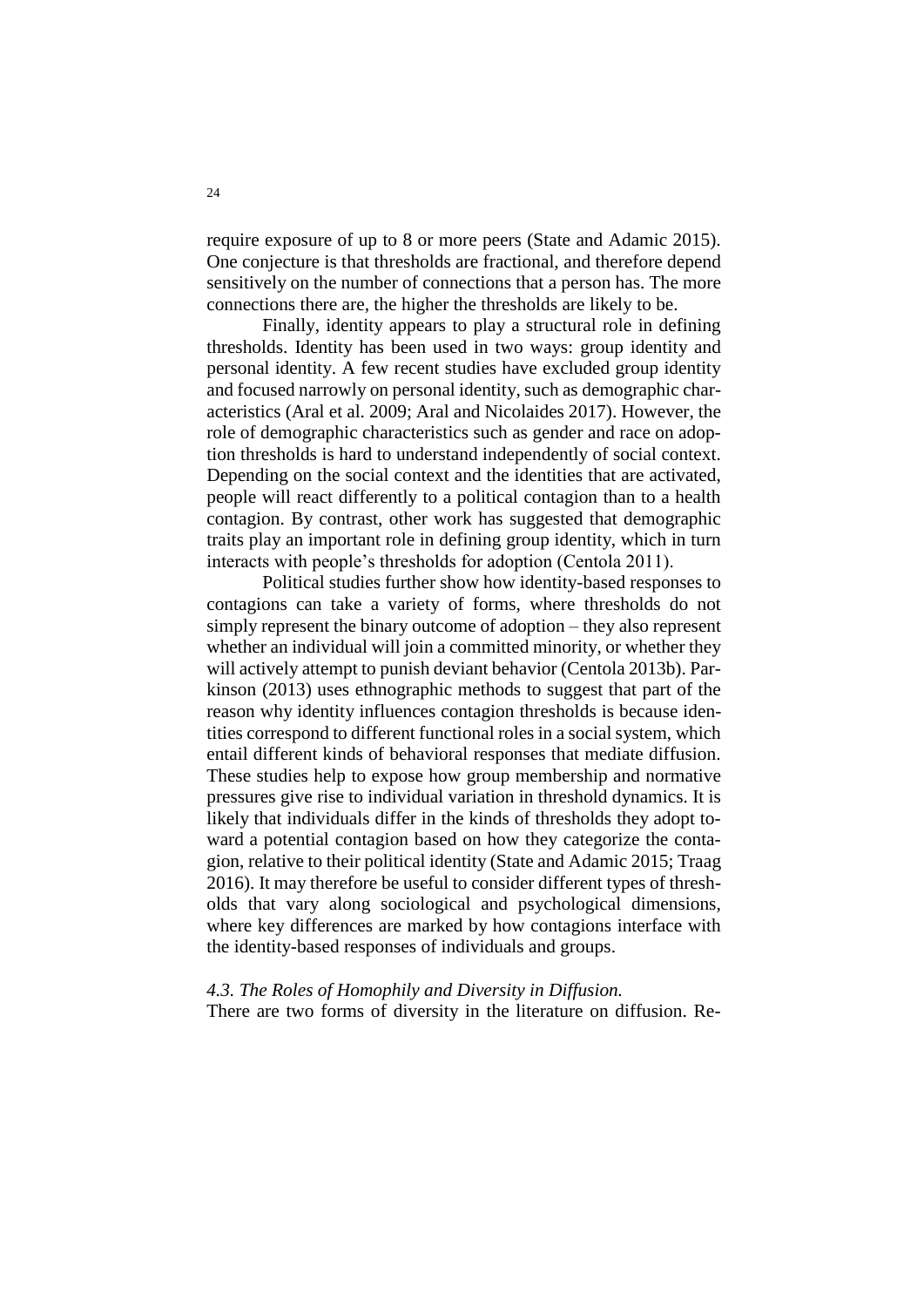require exposure of up to 8 or more peers (State and Adamic 2015). One conjecture is that thresholds are fractional, and therefore depend sensitively on the number of connections that a person has. The more connections there are, the higher the thresholds are likely to be.

Finally, identity appears to play a structural role in defining thresholds. Identity has been used in two ways: group identity and personal identity. A few recent studies have excluded group identity and focused narrowly on personal identity, such as demographic characteristics (Aral et al. 2009; Aral and Nicolaides 2017). However, the role of demographic characteristics such as gender and race on adoption thresholds is hard to understand independently of social context. Depending on the social context and the identities that are activated, people will react differently to a political contagion than to a health contagion. By contrast, other work has suggested that demographic traits play an important role in defining group identity, which in turn interacts with people's thresholds for adoption (Centola 2011).

Political studies further show how identity-based responses to contagions can take a variety of forms, where thresholds do not simply represent the binary outcome of adoption – they also represent whether an individual will join a committed minority, or whether they will actively attempt to punish deviant behavior (Centola 2013b). Parkinson (2013) uses ethnographic methods to suggest that part of the reason why identity influences contagion thresholds is because identities correspond to different functional roles in a social system, which entail different kinds of behavioral responses that mediate diffusion. These studies help to expose how group membership and normative pressures give rise to individual variation in threshold dynamics. It is likely that individuals differ in the kinds of thresholds they adopt toward a potential contagion based on how they categorize the contagion, relative to their political identity (State and Adamic 2015; Traag 2016). It may therefore be useful to consider different types of thresholds that vary along sociological and psychological dimensions, where key differences are marked by how contagions interface with the identity-based responses of individuals and groups.

### *4.3. The Roles of Homophily and Diversity in Diffusion.*

There are two forms of diversity in the literature on diffusion. Re-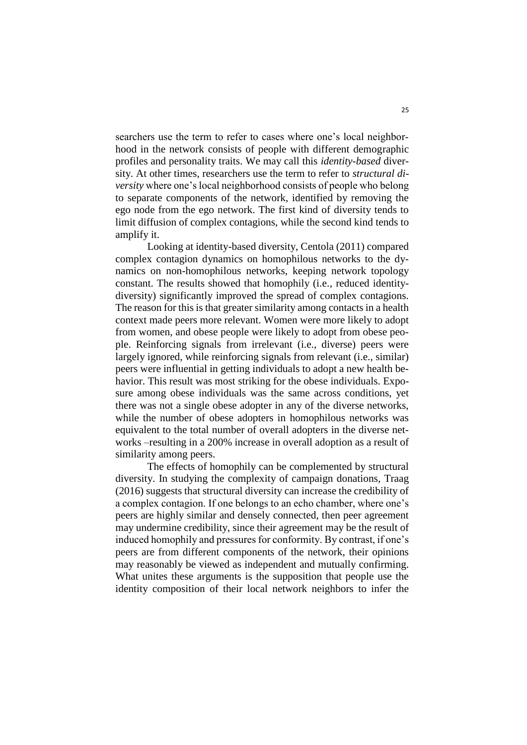searchers use the term to refer to cases where one's local neighborhood in the network consists of people with different demographic profiles and personality traits. We may call this *identity-based* diversity. At other times, researchers use the term to refer to *structural diversity* where one's local neighborhood consists of people who belong to separate components of the network, identified by removing the ego node from the ego network. The first kind of diversity tends to limit diffusion of complex contagions, while the second kind tends to amplify it.

Looking at identity-based diversity, Centola (2011) compared complex contagion dynamics on homophilous networks to the dynamics on non-homophilous networks, keeping network topology constant. The results showed that homophily (i.e., reduced identity-diversity) significantly improved the spread of complex contagions. The reason for this is that greater similarity among contacts in a health context made peers more relevant. Women were more likely to adopt from women, and obese people were likely to adopt from obese people. Reinforcing signals from irrelevant (i.e., diverse) peers were largely ignored, while reinforcing signals from relevant (i.e., similar) peers were influential in getting individuals to adopt a new health behavior. This result was most striking for the obese individuals. Exposure among obese individuals was the same across conditions, yet there was not a single obese adopter in any of the diverse networks, while the number of obese adopters in homophilous networks was equivalent to the total number of overall adopters in the diverse networks –resulting in a 200% increase in overall adoption as a result of similarity among peers.

The effects of homophily can be complemented by structural diversity. In studying the complexity of campaign donations, Traag (2016) suggests that structural diversity can increase the credibility of a complex contagion. If one belongs to an echo chamber, where one's peers are highly similar and densely connected, then peer agreement may undermine credibility, since their agreement may be the result of induced homophily and pressures for conformity. By contrast, if one's peers are from different components of the network, their opinions may reasonably be viewed as independent and mutually confirming. What unites these arguments is the supposition that people use the identity composition of their local network neighbors to infer the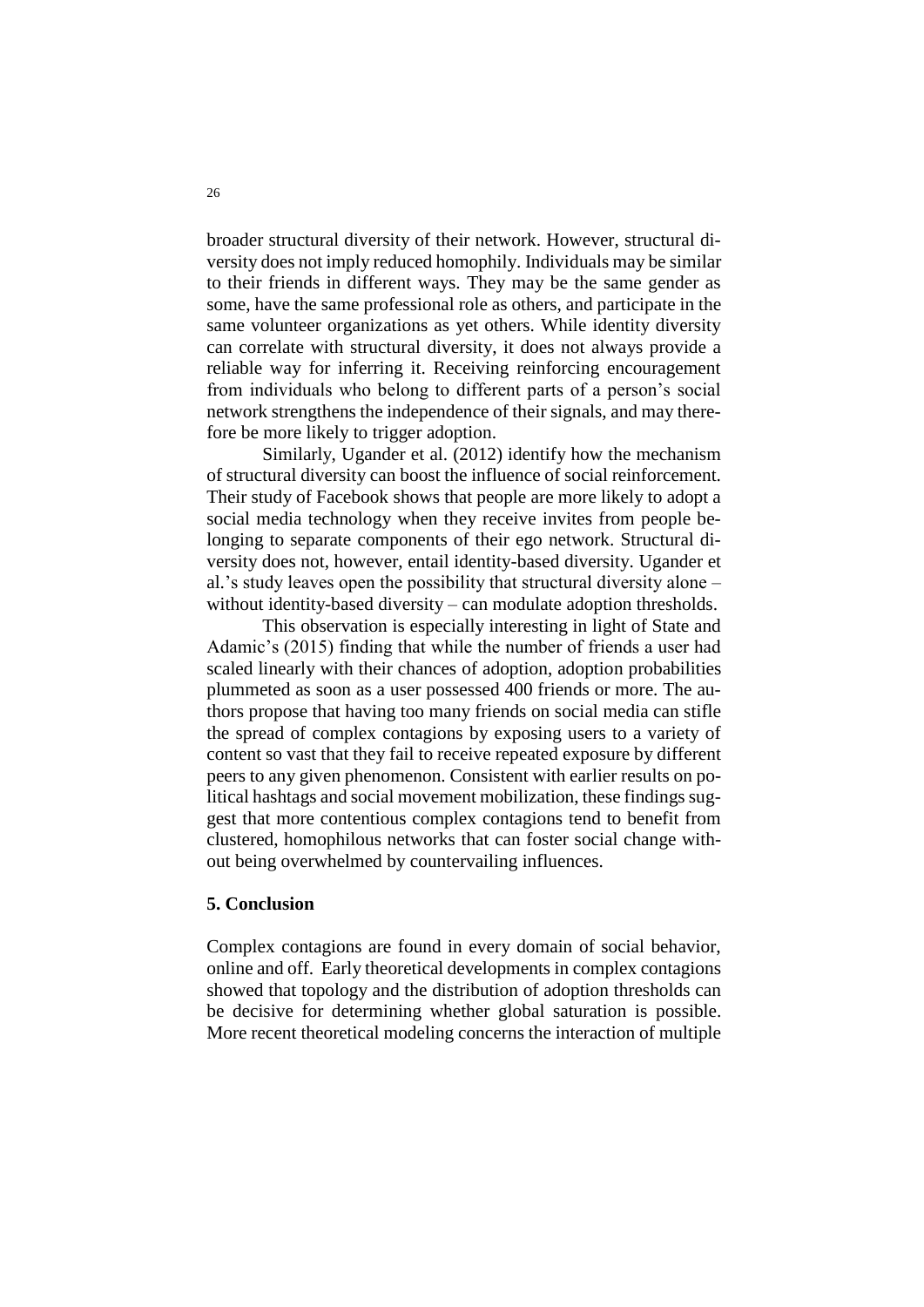broader structural diversity of their network. However, structural diversity does not imply reduced homophily. Individuals may be similar to their friends in different ways. They may be the same gender as some, have the same professional role as others, and participate in the same volunteer organizations as yet others. While identity diversity can correlate with structural diversity, it does not always provide a reliable way for inferring it. Receiving reinforcing encouragement from individuals who belong to different parts of a person's social network strengthens the independence of their signals, and may therefore be more likely to trigger adoption.

Similarly, Ugander et al. (2012) identify how the mechanism of structural diversity can boost the influence of social reinforcement. Their study of Facebook shows that people are more likely to adopt a social media technology when they receive invites from people belonging to separate components of their ego network. Structural diversity does not, however, entail identity-based diversity. Ugander et al.'s study leaves open the possibility that structural diversity alone – without identity-based diversity – can modulate adoption thresholds.

This observation is especially interesting in light of State and Adamic's (2015) finding that while the number of friends a user had scaled linearly with their chances of adoption, adoption probabilities plummeted as soon as a user possessed 400 friends or more. The authors propose that having too many friends on social media can stifle the spread of complex contagions by exposing users to a variety of content so vast that they fail to receive repeated exposure by different peers to any given phenomenon. Consistent with earlier results on political hashtags and social movement mobilization, these findings suggest that more contentious complex contagions tend to benefit from clustered, homophilous networks that can foster social change without being overwhelmed by countervailing influences.

## 5. Conclusion

Complex contagions are found in every domain of social behavior, online and off. Early theoretical developments in complex contagions showed that topology and the distribution of adoption thresholds can be decisive for determining whether global saturation is possible. More recent theoretical modeling concerns the interaction of multiple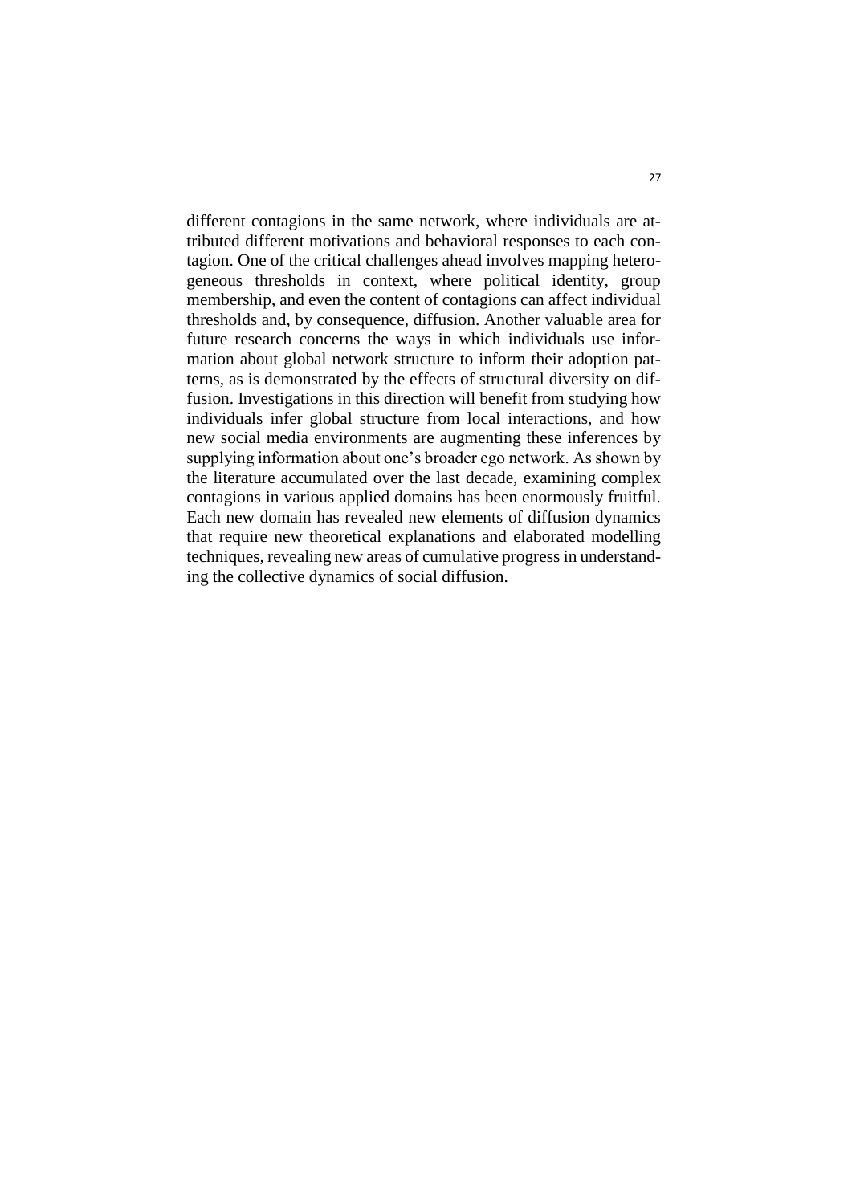different contagions in the same network, where individuals are attributed different motivations and behavioral responses to each contagion. One of the critical challenges ahead involves mapping heterogeneous thresholds in context, where political identity, group membership, and even the content of contagions can affect individual thresholds and, by consequence, diffusion. Another valuable area for future research concerns the ways in which individuals use information about global network structure to inform their adoption patterns, as is demonstrated by the effects of structural diversity on diffusion. Investigations in this direction will benefit from studying how individuals infer global structure from local interactions, and how new social media environments are augmenting these inferences by supplying information about one's broader ego network. As shown by the literature accumulated over the last decade, examining complex contagions in various applied domains has been enormously fruitful. Each new domain has revealed new elements of diffusion dynamics that require new theoretical explanations and elaborated modelling techniques, revealing new areas of cumulative progress in understanding the collective dynamics of social diffusion.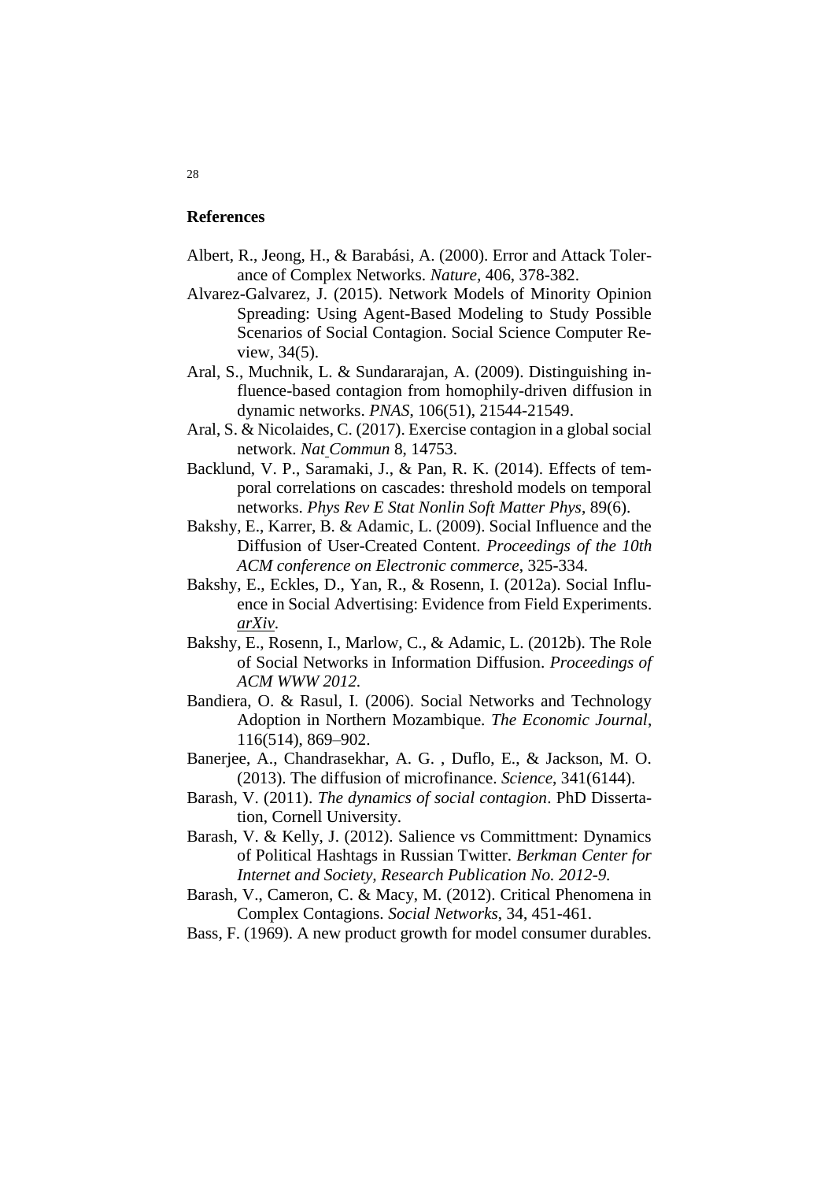## References

Albert, R., Jeong, H., & Barabási, A. (2000). Error and Attack Tolerance of Complex Networks. *Nature,* 406, 378-382.

Alvarez-Galvarez, J. (2015). Network Models of Minority Opinion Spreading: Using Agent-Based Modeling to Study Possible Scenarios of Social Contagion. Social Science Computer Review, 34(5).

Aral, S., Muchnik, L. & Sundararajan, A. (2009). Distinguishing influence-based contagion from homophily-driven diffusion in dynamic networks. *PNAS*, 106(51), 21544-21549.

Aral, S. & Nicolaides, C. (2017). Exercise contagion in a global social network. *Nat Commun* 8, 14753.

Backlund, V. P., Saramaki, J., & Pan, R. K. (2014). Effects of temporal correlations on cascades: threshold models on temporal networks. *Phys Rev E Stat Nonlin Soft Matter Phys*, 89(6).

Bakshy, E., Karrer, B. & Adamic, L. (2009). Social Influence and the Diffusion of User-Created Content. *Proceedings of the 10th ACM conference on Electronic commerce*, 325-334.

Bakshy, E., Eckles, D., Yan, R., & Rosenn, I. (2012a). Social Influence in Social Advertising: Evidence from Field Experiments. *arXiv*.

Bakshy, E., Rosenn, I., Marlow, C., & Adamic, L. (2012b). The Role of Social Networks in Information Diffusion. *Proceedings of ACM WWW 2012.*

Bandiera, O. & Rasul, I. (2006). Social Networks and Technology Adoption in Northern Mozambique. *The Economic Journal*, 116(514), 869–902.

Banerjee, A., Chandrasekhar, A. G. , Duflo, E., & Jackson, M. O. (2013). The diffusion of microfinance. *Science*, 341(6144).

Barash, V. (2011). *The dynamics of social contagion*. PhD Dissertation, Cornell University.

Barash, V. & Kelly, J. (2012). Salience vs Committment: Dynamics of Political Hashtags in Russian Twitter. *Berkman Center for Internet and Society, Research Publication No. 2012-9.*

Barash, V., Cameron, C. & Macy, M. (2012). Critical Phenomena in Complex Contagions. *Social Networks*, 34, 451-461.

Bass, F. (1969). A new product growth for model consumer durables.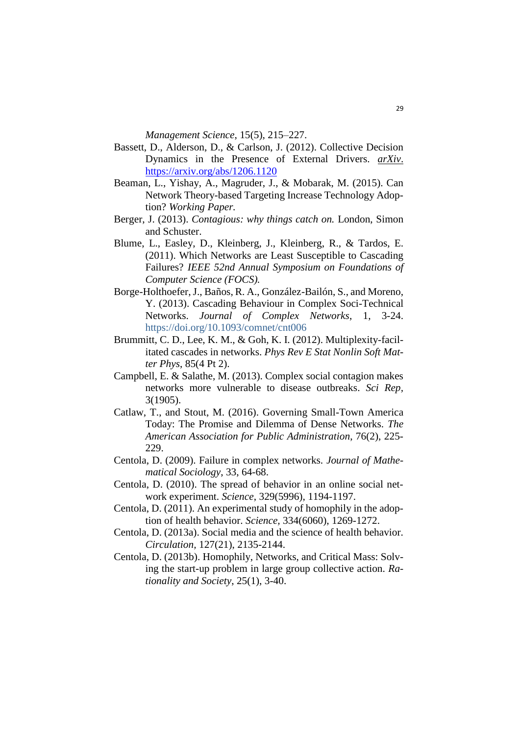*Management Science*, 15(5), 215–227.

Bassett, D., Alderson, D., & Carlson, J. (2012). Collective Decision Dynamics in the Presence of External Drivers. *arXiv*. https://arxiv.org/abs/1206.1120

Beaman, L., Yishay, A., Magruder, J., & Mobarak, M. (2015). Can Network Theory-based Targeting Increase Technology Adoption? *Working Paper.*

Berger, J. (2013). *Contagious: why things catch on.* London, Simon and Schuster.

Blume, L., Easley, D., Kleinberg, J., Kleinberg, R., & Tardos, E. (2011). Which Networks are Least Susceptible to Cascading Failures? *IEEE 52nd Annual Symposium on Foundations of Computer Science (FOCS).*

Borge-Holthoefer, J., Baños, R. A., González-Bailón, S., and Moreno, Y. (2013). Cascading Behaviour in Complex Soci-Technical Networks. *Journal of Complex Networks*, 1, 3-24. https://doi.org/10.1093/comnet/cnt006

Brummitt, C. D., Lee, K. M., & Goh, K. I. (2012). Multiplexity-facilitated cascades in networks. *Phys Rev E Stat Nonlin Soft Matter Phys*, 85(4 Pt 2).

Campbell, E. & Salathe, M. (2013). Complex social contagion makes networks more vulnerable to disease outbreaks. *Sci Rep*, 3(1905).

Catlaw, T., and Stout, M. (2016). Governing Small-Town America Today: The Promise and Dilemma of Dense Networks. *The American Association for Public Administration*, 76(2), 225-229.

Centola, D. (2009). Failure in complex networks. *Journal of Mathematical Sociology*, 33, 64-68.

Centola, D. (2010). The spread of behavior in an online social network experiment. *Science*, 329(5996), 1194-1197.

Centola, D. (2011). An experimental study of homophily in the adoption of health behavior. *Science*, 334(6060), 1269-1272.

Centola, D. (2013a). Social media and the science of health behavior. *Circulation*, 127(21), 2135-2144.

Centola, D. (2013b). Homophily, Networks, and Critical Mass: Solving the start-up problem in large group collective action. *Rationality and Society*, 25(1), 3-40.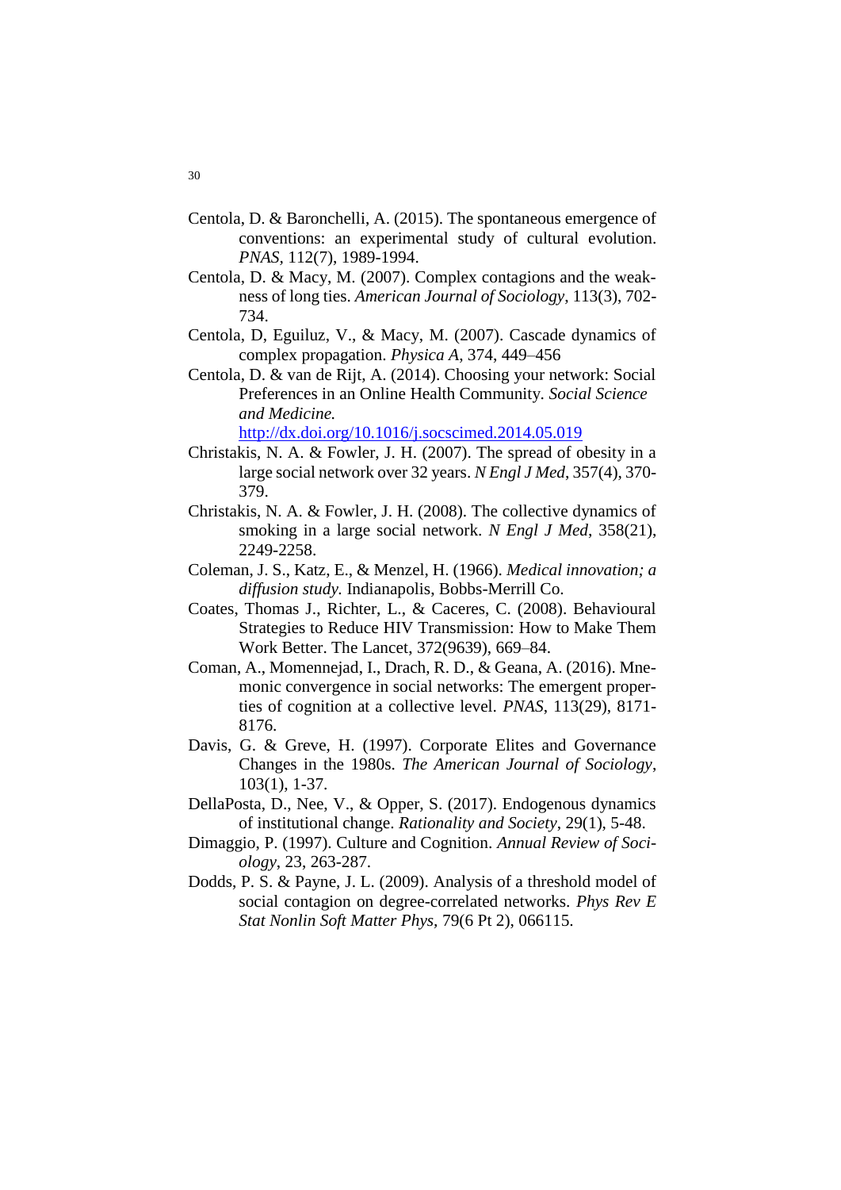Centola, D. & Baronchelli, A. (2015). The spontaneous emergence of conventions: an experimental study of cultural evolution. *PNAS*, 112(7), 1989-1994.

Centola, D. & Macy, M. (2007). Complex contagions and the weakness of long ties. *American Journal of Sociology*, 113(3), 702-734.

Centola, D, Eguiluz, V., & Macy, M. (2007). Cascade dynamics of complex propagation. *Physica A*, 374, 449–456

Centola, D. & van de Rijt, A. (2014). Choosing your network: Social Preferences in an Online Health Community. *Social Science and Medicine.* http://dx.doi.org/10.1016/j.socscimed.2014.05.019

Christakis, N. A. & Fowler, J. H. (2007). The spread of obesity in a large social network over 32 years. *N Engl J Med*, 357(4), 370-379.

Christakis, N. A. & Fowler, J. H. (2008). The collective dynamics of smoking in a large social network. *N Engl J Med*, 358(21), 2249-2258.

Coleman, J. S., Katz, E., & Menzel, H. (1966). *Medical innovation; a diffusion study.* Indianapolis, Bobbs-Merrill Co.

Coates, Thomas J., Richter, L., & Caceres, C. (2008). Behavioural Strategies to Reduce HIV Transmission: How to Make Them Work Better. The Lancet, 372(9639), 669–84.

Coman, A., Momennejad, I., Drach, R. D., & Geana, A. (2016). Mnemonic convergence in social networks: The emergent properties of cognition at a collective level. *PNAS*, 113(29), 8171-8176.

Davis, G. & Greve, H. (1997). Corporate Elites and Governance Changes in the 1980s. *The American Journal of Sociology*, 103(1), 1-37.

DellaPosta, D., Nee, V., & Opper, S. (2017). Endogenous dynamics of institutional change. *Rationality and Society*, 29(1), 5-48.

Dimaggio, P. (1997). Culture and Cognition. *Annual Review of Sociology*, 23, 263-287.

Dodds, P. S. & Payne, J. L. (2009). Analysis of a threshold model of social contagion on degree-correlated networks. *Phys Rev E Stat Nonlin Soft Matter Phys*, 79(6 Pt 2), 066115.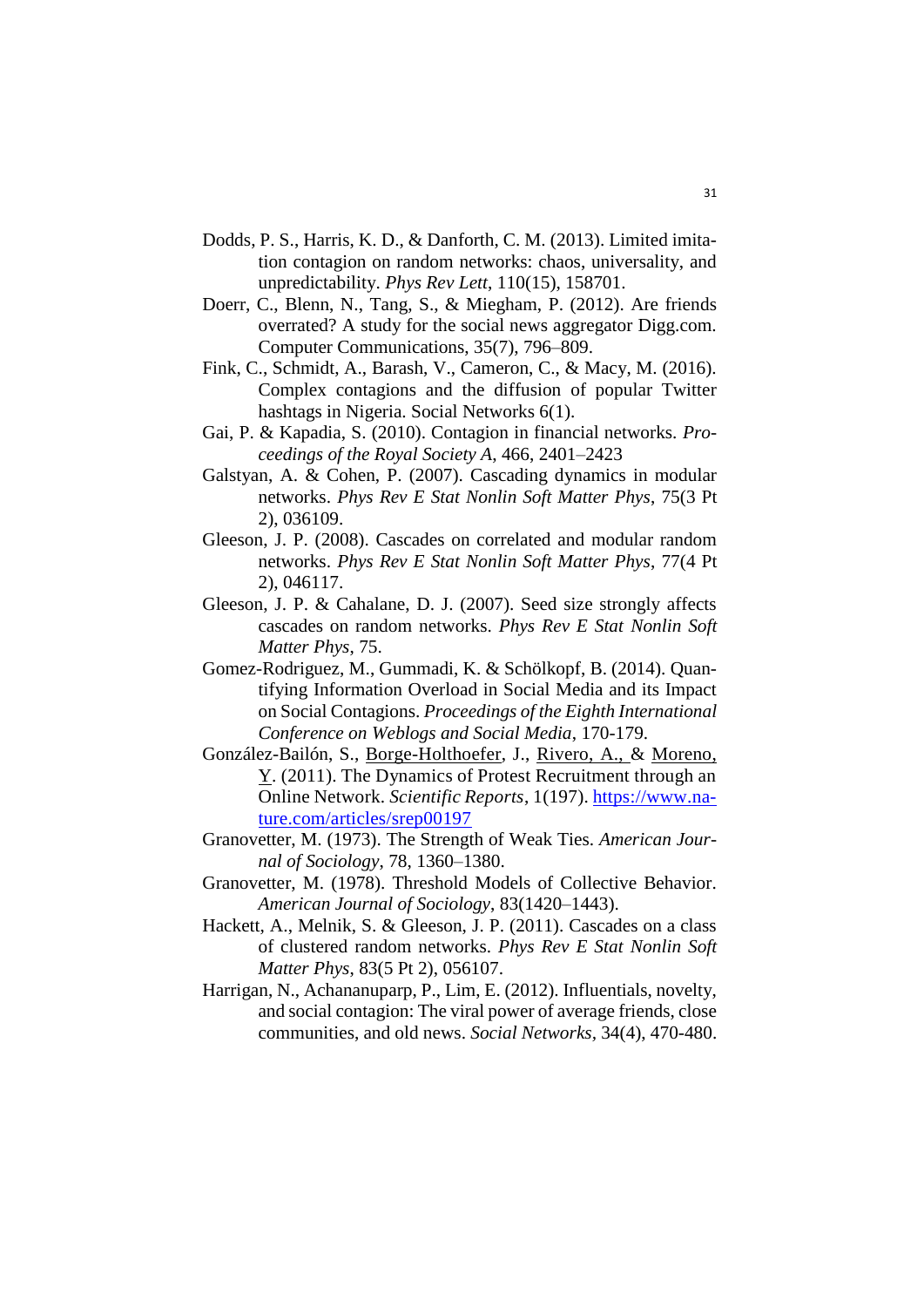Dodds, P. S., Harris, K. D., & Danforth, C. M. (2013). Limited imitation contagion on random networks: chaos, universality, and unpredictability. *Phys Rev Lett*, 110(15), 158701.

Doerr, C., Blenn, N., Tang, S., & Miegham, P. (2012). Are friends overrated? A study for the social news aggregator Digg.com. Computer Communications, 35(7), 796–809.

Fink, C., Schmidt, A., Barash, V., Cameron, C., & Macy, M. (2016). Complex contagions and the diffusion of popular Twitter hashtags in Nigeria. Social Networks 6(1).

Gai, P. & Kapadia, S. (2010). Contagion in financial networks. *Proceedings of the Royal Society A*, 466, 2401–2423

Galstyan, A. & Cohen, P. (2007). Cascading dynamics in modular networks. *Phys Rev E Stat Nonlin Soft Matter Phys*, 75(3 Pt 2), 036109.

Gleeson, J. P. (2008). Cascades on correlated and modular random networks. *Phys Rev E Stat Nonlin Soft Matter Phys*, 77(4 Pt 2), 046117.

Gleeson, J. P. & Cahalane, D. J. (2007). Seed size strongly affects cascades on random networks. *Phys Rev E Stat Nonlin Soft Matter Phys*, 75.

Gomez-Rodriguez, M., Gummadi, K. & Schölkopf, B. (2014). Quantifying Information Overload in Social Media and its Impact on Social Contagions. *Proceedings of the Eighth International Conference on Weblogs and Social Media*, 170-179.

González-Bailón, S., Borge-Holthoefer, J., Rivero, A., & Moreno, Y. (2011). The Dynamics of Protest Recruitment through an Online Network. *Scientific Reports*, 1(197). https://www.nature.com/articles/srep00197

Granovetter, M. (1973). The Strength of Weak Ties. *American Journal of Sociology*, 78, 1360–1380.

Granovetter, M. (1978). Threshold Models of Collective Behavior. *American Journal of Sociology*, 83(1420–1443).

Hackett, A., Melnik, S. & Gleeson, J. P. (2011). Cascades on a class of clustered random networks. *Phys Rev E Stat Nonlin Soft Matter Phys*, 83(5 Pt 2), 056107.

Harrigan, N., Achananuparp, P., Lim, E. (2012). Influentials, novelty, and social contagion: The viral power of average friends, close communities, and old news. *Social Networks*, 34(4), 470-480.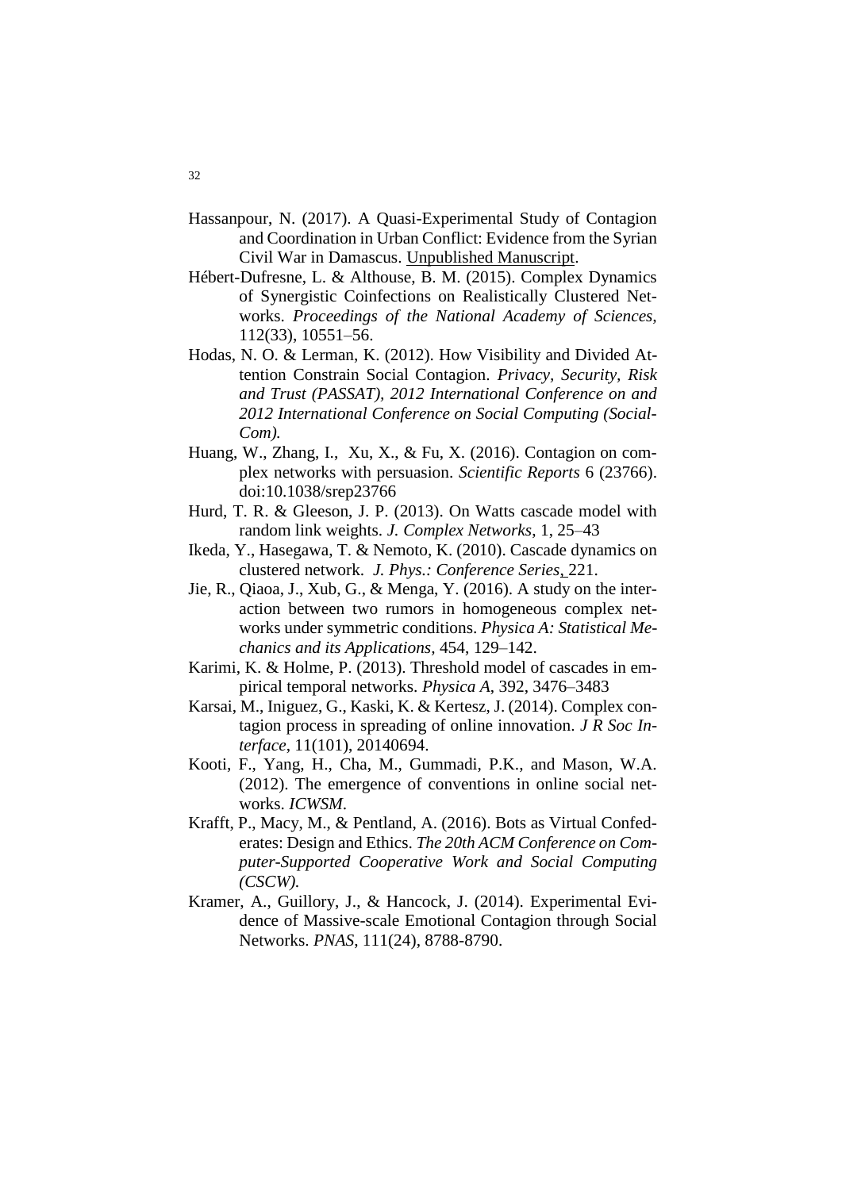Hassanpour, N. (2017). A Quasi-Experimental Study of Contagion and Coordination in Urban Conflict: Evidence from the Syrian Civil War in Damascus. Unpublished Manuscript.

Hébert-Dufresne, L. & Althouse, B. M. (2015). Complex Dynamics of Synergistic Coinfections on Realistically Clustered Networks. *Proceedings of the National Academy of Sciences*, 112(33), 10551–56.

Hodas, N. O. & Lerman, K. (2012). How Visibility and Divided Attention Constrain Social Contagion. *Privacy, Security, Risk and Trust (PASSAT), 2012 International Conference on and 2012 International Conference on Social Computing (SocialCom).*

Huang, W., Zhang, I., Xu, X., & Fu, X. (2016). Contagion on complex networks with persuasion. *Scientific Reports* 6 (23766). doi:10.1038/srep23766

Hurd, T. R. & Gleeson, J. P. (2013). On Watts cascade model with random link weights. *J. Complex Networks*, 1, 25–43

Ikeda, Y., Hasegawa, T. & Nemoto, K. (2010). Cascade dynamics on clustered network. *J. Phys.: Conference Series*, 221.

Jie, R., Qiaoa, J., Xub, G., & Menga, Y. (2016). A study on the interaction between two rumors in homogeneous complex networks under symmetric conditions. *Physica A: Statistical Mechanics and its Applications*, 454, 129–142.

Karimi, K. & Holme, P. (2013). Threshold model of cascades in empirical temporal networks. *Physica A*, 392, 3476–3483

Karsai, M., Iniguez, G., Kaski, K. & Kertesz, J. (2014). Complex contagion process in spreading of online innovation. *J R Soc Interface*, 11(101), 20140694.

Kooti, F., Yang, H., Cha, M., Gummadi, P.K., and Mason, W.A. (2012). The emergence of conventions in online social networks. *ICWSM*.

Krafft, P., Macy, M., & Pentland, A. (2016). Bots as Virtual Confederates: Design and Ethics. *The 20th ACM Conference on Computer-Supported Cooperative Work and Social Computing (CSCW).*

Kramer, A., Guillory, J., & Hancock, J. (2014). Experimental Evidence of Massive-scale Emotional Contagion through Social Networks. *PNAS*, 111(24), 8788-8790.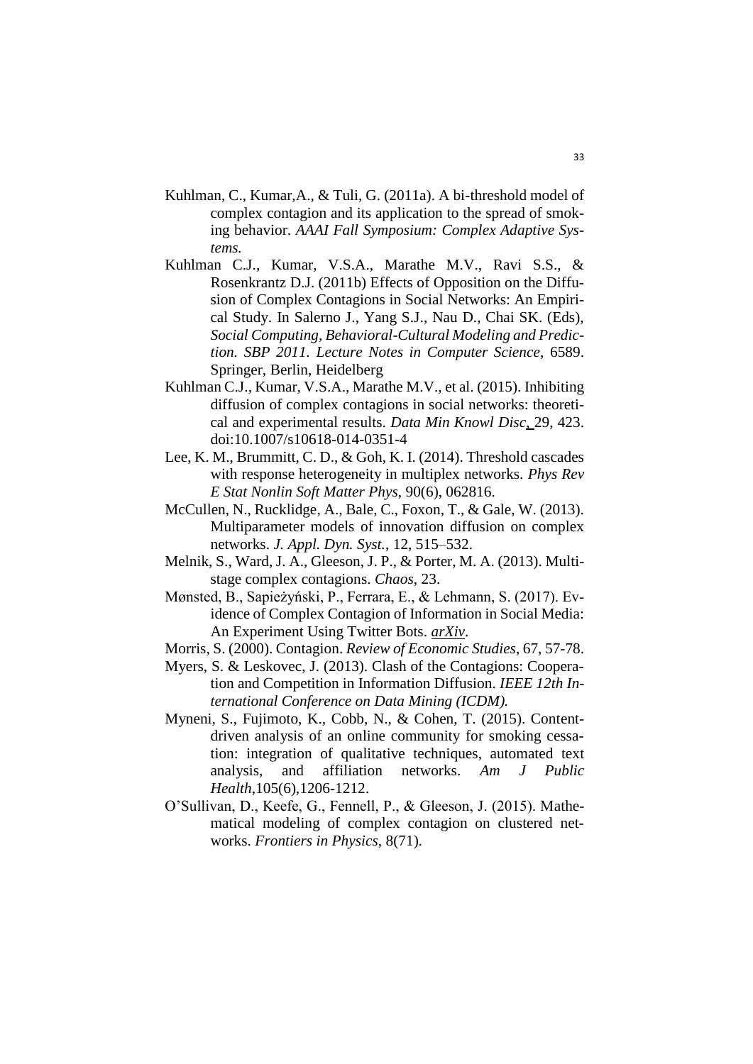Kuhlman, C., Kumar,A., & Tuli, G. (2011a). A bi-threshold model of complex contagion and its application to the spread of smoking behavior. *AAAI Fall Symposium: Complex Adaptive Systems.*

Kuhlman C.J., Kumar, V.S.A., Marathe M.V., Ravi S.S., & Rosenkrantz D.J. (2011b) Effects of Opposition on the Diffusion of Complex Contagions in Social Networks: An Empirical Study. In Salerno J., Yang S.J., Nau D., Chai SK. (Eds), *Social Computing, Behavioral-Cultural Modeling and Prediction. SBP 2011. Lecture Notes in Computer Science*, 6589. Springer, Berlin, Heidelberg

Kuhlman C.J., Kumar, V.S.A., Marathe M.V., et al. (2015). Inhibiting diffusion of complex contagions in social networks: theoretical and experimental results. *Data Min Knowl Disc*, 29, 423. doi:10.1007/s10618-014-0351-4

Lee, K. M., Brummitt, C. D., & Goh, K. I. (2014). Threshold cascades with response heterogeneity in multiplex networks. *Phys Rev E Stat Nonlin Soft Matter Phys*, 90(6), 062816.

McCullen, N., Rucklidge, A., Bale, C., Foxon, T., & Gale, W. (2013). Multiparameter models of innovation diffusion on complex networks. *J. Appl. Dyn. Syst.*, 12, 515–532.

Melnik, S., Ward, J. A., Gleeson, J. P., & Porter, M. A. (2013). Multistage complex contagions. *Chaos*, 23.

Mønsted, B., Sapieżyński, P., Ferrara, E., & Lehmann, S. (2017). Evidence of Complex Contagion of Information in Social Media: An Experiment Using Twitter Bots. *arXiv*.

Morris, S. (2000). Contagion. *Review of Economic Studies*, 67, 57-78.

Myers, S. & Leskovec, J. (2013). Clash of the Contagions: Cooperation and Competition in Information Diffusion. *IEEE 12th International Conference on Data Mining (ICDM).*

Myneni, S., Fujimoto, K., Cobb, N., & Cohen, T. (2015). Content-driven analysis of an online community for smoking cessation: integration of qualitative techniques, automated text analysis, and affiliation networks. *Am J Public Health*,105(6),1206-1212.

O'Sullivan, D., Keefe, G., Fennell, P., & Gleeson, J. (2015). Mathematical modeling of complex contagion on clustered networks. *Frontiers in Physics*, 8(71).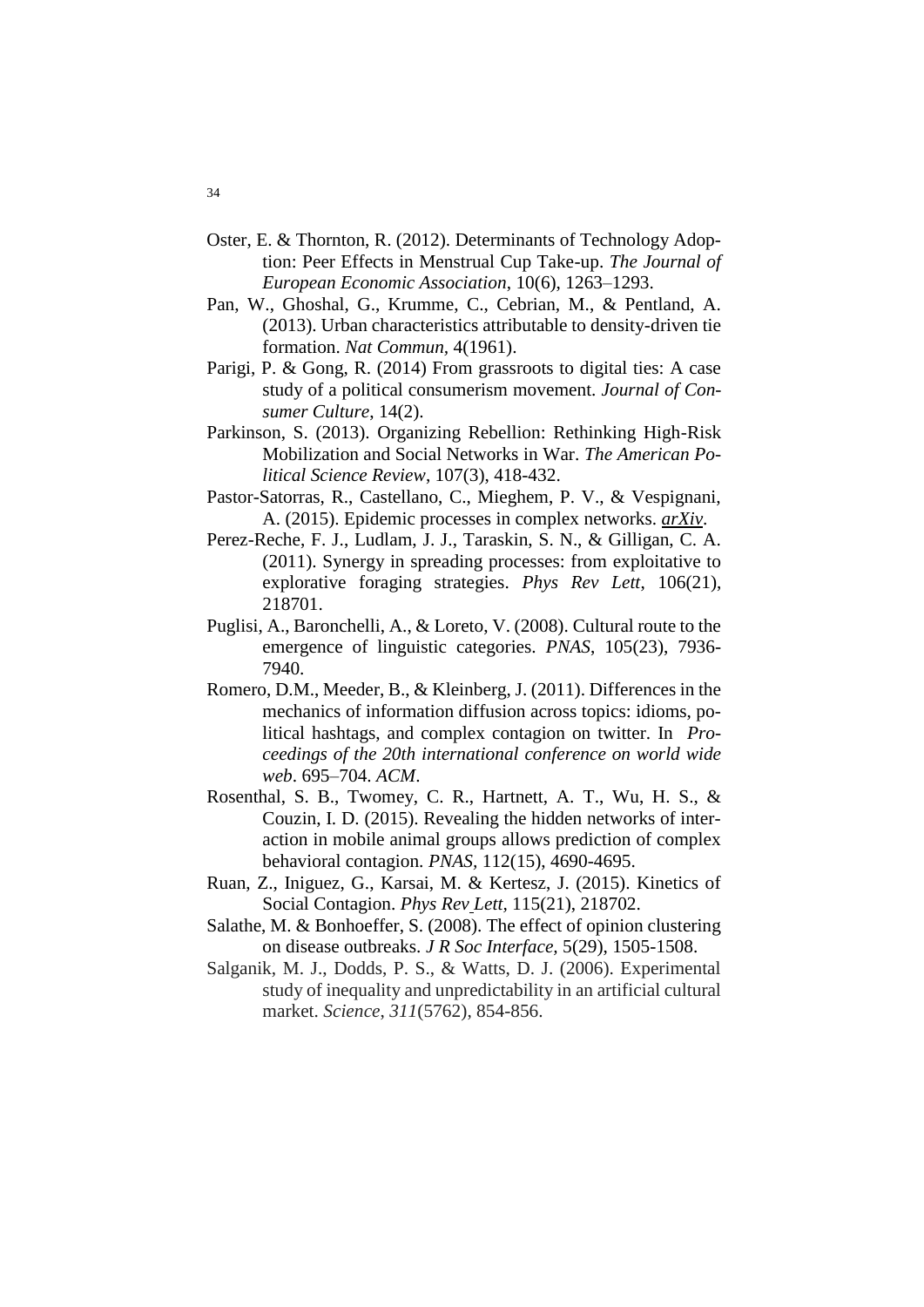Oster, E. & Thornton, R. (2012). Determinants of Technology Adoption: Peer Effects in Menstrual Cup Take-up. *The Journal of European Economic Association*, 10(6), 1263–1293.

Pan, W., Ghoshal, G., Krumme, C., Cebrian, M., & Pentland, A. (2013). Urban characteristics attributable to density-driven tie formation. *Nat Commun*, 4(1961).

Parigi, P. & Gong, R. (2014) From grassroots to digital ties: A case study of a political consumerism movement. *Journal of Consumer Culture*, 14(2).

Parkinson, S. (2013). Organizing Rebellion: Rethinking High-Risk Mobilization and Social Networks in War. *The American Political Science Review*, 107(3), 418-432.

Pastor-Satorras, R., Castellano, C., Mieghem, P. V., & Vespignani, A. (2015). Epidemic processes in complex networks. *arXiv*.

Perez-Reche, F. J., Ludlam, J. J., Taraskin, S. N., & Gilligan, C. A. (2011). Synergy in spreading processes: from exploitative to explorative foraging strategies. *Phys Rev Lett*, 106(21), 218701.

Puglisi, A., Baronchelli, A., & Loreto, V. (2008). Cultural route to the emergence of linguistic categories. *PNAS*, 105(23), 7936-7940.

Romero, D.M., Meeder, B., & Kleinberg, J. (2011). Differences in the mechanics of information diffusion across topics: idioms, political hashtags, and complex contagion on twitter. In *Proceedings of the 20th international conference on world wide web*. 695–704. *ACM*.

Rosenthal, S. B., Twomey, C. R., Hartnett, A. T., Wu, H. S., & Couzin, I. D. (2015). Revealing the hidden networks of interaction in mobile animal groups allows prediction of complex behavioral contagion. *PNAS*, 112(15), 4690-4695.

Ruan, Z., Iniguez, G., Karsai, M. & Kertesz, J. (2015). Kinetics of Social Contagion. *Phys Rev Lett*, 115(21), 218702.

Salathe, M. & Bonhoeffer, S. (2008). The effect of opinion clustering on disease outbreaks. *J R Soc Interface*, 5(29), 1505-1508.

Salganik, M. J., Dodds, P. S., & Watts, D. J. (2006). Experimental study of inequality and unpredictability in an artificial cultural market. *Science*, *311*(5762), 854-856.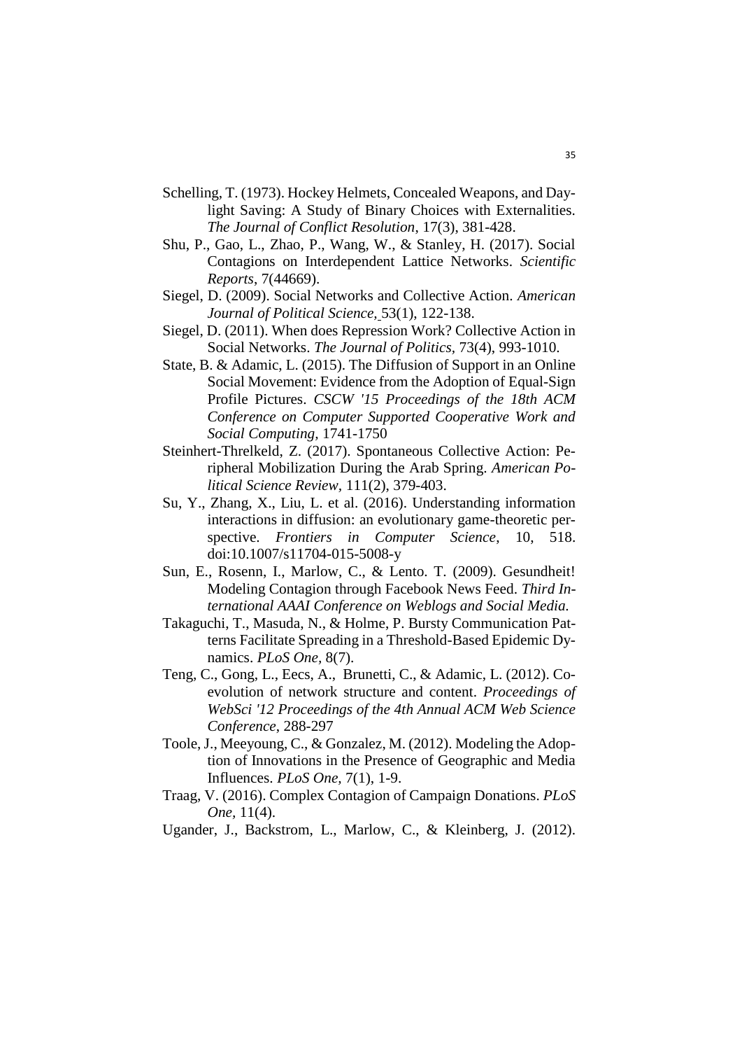Schelling, T. (1973). Hockey Helmets, Concealed Weapons, and Daylight Saving: A Study of Binary Choices with Externalities. *The Journal of Conflict Resolution*, 17(3), 381-428.

Shu, P., Gao, L., Zhao, P., Wang, W., & Stanley, H. (2017). Social Contagions on Interdependent Lattice Networks. *Scientific Reports*, 7(44669).

Siegel, D. (2009). Social Networks and Collective Action. *American Journal of Political Science,* 53(1), 122-138.

Siegel, D. (2011). When does Repression Work? Collective Action in Social Networks. *The Journal of Politics*, 73(4), 993-1010.

State, B. & Adamic, L. (2015). The Diffusion of Support in an Online Social Movement: Evidence from the Adoption of Equal-Sign Profile Pictures. *CSCW '15 Proceedings of the 18th ACM Conference on Computer Supported Cooperative Work and Social Computing*, 1741-1750

Steinhert-Threlkeld, Z. (2017). Spontaneous Collective Action: Peripheral Mobilization During the Arab Spring. *American Political Science Review*, 111(2), 379-403.

Su, Y., Zhang, X., Liu, L. et al. (2016). Understanding information interactions in diffusion: an evolutionary game-theoretic perspective. *Frontiers in Computer Science*, 10, 518. doi:10.1007/s11704-015-5008-y

Sun, E., Rosenn, I., Marlow, C., & Lento. T. (2009). Gesundheit! Modeling Contagion through Facebook News Feed. *Third International AAAI Conference on Weblogs and Social Media.*

Takaguchi, T., Masuda, N., & Holme, P. Bursty Communication Patterns Facilitate Spreading in a Threshold-Based Epidemic Dynamics. *PLoS One*, 8(7).

Teng, C., Gong, L., Eecs, A., Brunetti, C., & Adamic, L. (2012). Coevolution of network structure and content. *Proceedings of WebSci '12 Proceedings of the 4th Annual ACM Web Science Conference*, 288-297

Toole, J., Meeyoung, C., & Gonzalez, M. (2012). Modeling the Adoption of Innovations in the Presence of Geographic and Media Influences. *PLoS One*, 7(1), 1-9.

Traag, V. (2016). Complex Contagion of Campaign Donations. *PLoS One*, 11(4).

Ugander, J., Backstrom, L., Marlow, C., & Kleinberg, J. (2012).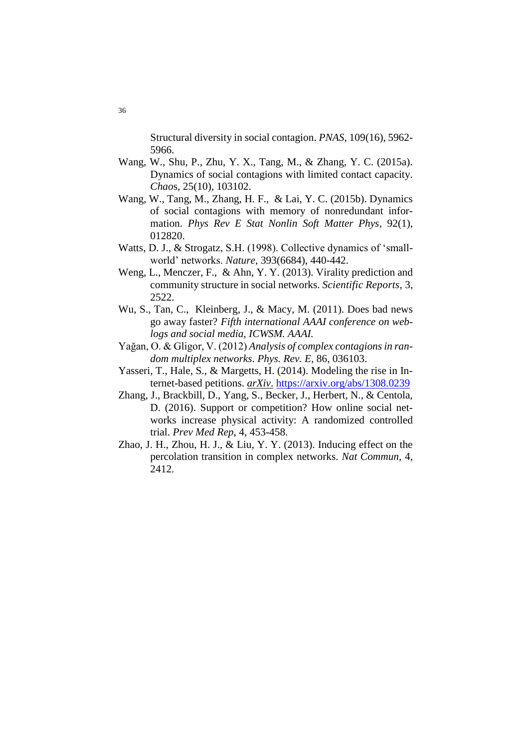Structural diversity in social contagion. *PNAS*, 109(16), 5962-5966.

Wang, W., Shu, P., Zhu, Y. X., Tang, M., & Zhang, Y. C. (2015a). Dynamics of social contagions with limited contact capacity. *Chao*s, 25(10), 103102.

Wang, W., Tang, M., Zhang, H. F., & Lai, Y. C. (2015b). Dynamics of social contagions with memory of nonredundant information. *Phys Rev E Stat Nonlin Soft Matter Phys*, 92(1), 012820.

Watts, D. J., & Strogatz, S.H. (1998). Collective dynamics of 'small-world' networks. *Nature*, 393(6684), 440-442.

Weng, L., Menczer, F., & Ahn, Y. Y. (2013). Virality prediction and community structure in social networks. *Scientific Reports*, 3, 2522.

Wu, S., Tan, C., Kleinberg, J., & Macy, M. (2011). Does bad news go away faster? *Fifth international AAAI conference on weblogs and social media, ICWSM. AAAI.*

Yağan, O. & Gligor, V. (2012) *Analysis of complex contagions in random multiplex networks*. *Phys. Rev. E*, 86, 036103.

Yasseri, T., Hale, S., & Margetts, H. (2014). Modeling the rise in Internet-based petitions. *arXiv*. https://arxiv.org/abs/1308.0239

Zhang, J., Brackbill, D., Yang, S., Becker, J., Herbert, N., & Centola, D. (2016). Support or competition? How online social networks increase physical activity: A randomized controlled trial. *Prev Med Rep*, 4, 453-458.

Zhao, J. H., Zhou, H. J., & Liu, Y. Y. (2013). Inducing effect on the percolation transition in complex networks. *Nat Commun*, 4, 2412.